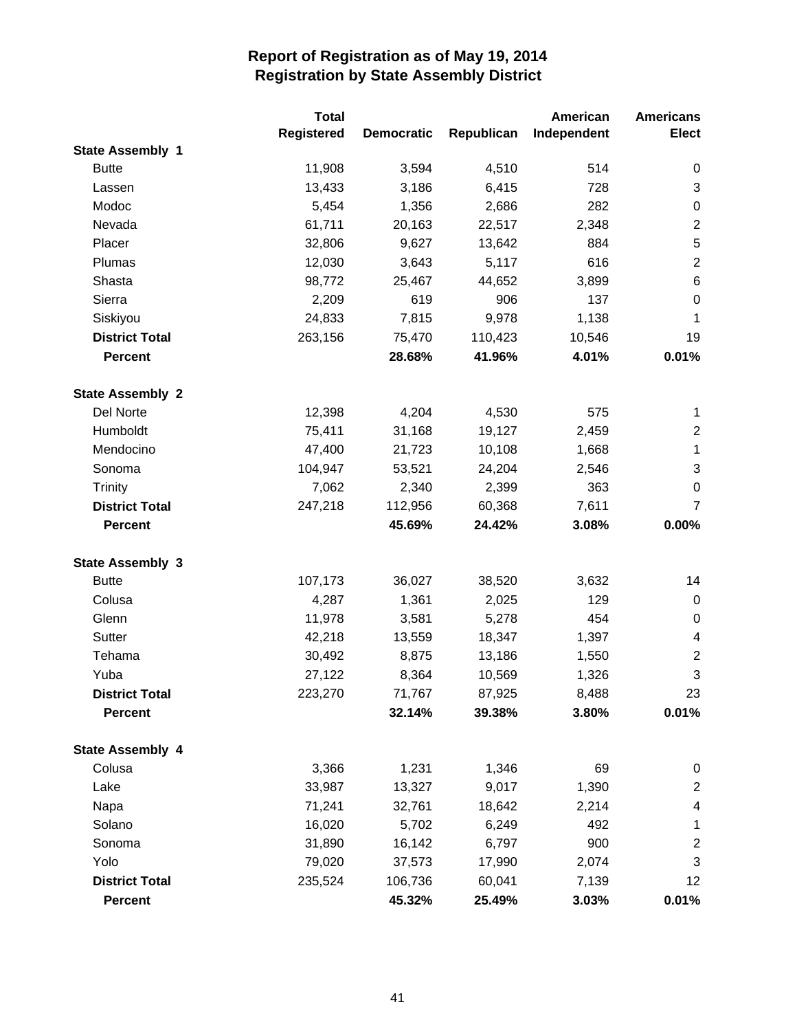# Report of Registration as of May 19, 2014
## Registration by State Assembly District

| | Total Registered | Democratic | Republican | American Independent | Americans Elect |
|---|---|---|---|---|---|
| **State Assembly 1** | | | | | |
| Butte | 11,908 | 3,594 | 4,510 | 514 | 0 |
| Lassen | 13,433 | 3,186 | 6,415 | 728 | 3 |
| Modoc | 5,454 | 1,356 | 2,686 | 282 | 0 |
| Nevada | 61,711 | 20,163 | 22,517 | 2,348 | 2 |
| Placer | 32,806 | 9,627 | 13,642 | 884 | 5 |
| Plumas | 12,030 | 3,643 | 5,117 | 616 | 2 |
| Shasta | 98,772 | 25,467 | 44,652 | 3,899 | 6 |
| Sierra | 2,209 | 619 | 906 | 137 | 0 |
| Siskiyou | 24,833 | 7,815 | 9,978 | 1,138 | 1 |
| **District Total** | 263,156 | 75,470 | 110,423 | 10,546 | 19 |
| **Percent** | | **28.68%** | **41.96%** | **4.01%** | **0.01%** |
| **State Assembly 2** | | | | | |
| Del Norte | 12,398 | 4,204 | 4,530 | 575 | 1 |
| Humboldt | 75,411 | 31,168 | 19,127 | 2,459 | 2 |
| Mendocino | 47,400 | 21,723 | 10,108 | 1,668 | 1 |
| Sonoma | 104,947 | 53,521 | 24,204 | 2,546 | 3 |
| Trinity | 7,062 | 2,340 | 2,399 | 363 | 0 |
| **District Total** | 247,218 | 112,956 | 60,368 | 7,611 | 7 |
| **Percent** | | **45.69%** | **24.42%** | **3.08%** | **0.00%** |
| **State Assembly 3** | | | | | |
| Butte | 107,173 | 36,027 | 38,520 | 3,632 | 14 |
| Colusa | 4,287 | 1,361 | 2,025 | 129 | 0 |
| Glenn | 11,978 | 3,581 | 5,278 | 454 | 0 |
| Sutter | 42,218 | 13,559 | 18,347 | 1,397 | 4 |
| Tehama | 30,492 | 8,875 | 13,186 | 1,550 | 2 |
| Yuba | 27,122 | 8,364 | 10,569 | 1,326 | 3 |
| **District Total** | 223,270 | 71,767 | 87,925 | 8,488 | 23 |
| **Percent** | | **32.14%** | **39.38%** | **3.80%** | **0.01%** |
| **State Assembly 4** | | | | | |
| Colusa | 3,366 | 1,231 | 1,346 | 69 | 0 |
| Lake | 33,987 | 13,327 | 9,017 | 1,390 | 2 |
| Napa | 71,241 | 32,761 | 18,642 | 2,214 | 4 |
| Solano | 16,020 | 5,702 | 6,249 | 492 | 1 |
| Sonoma | 31,890 | 16,142 | 6,797 | 900 | 2 |
| Yolo | 79,020 | 37,573 | 17,990 | 2,074 | 3 |
| **District Total** | 235,524 | 106,736 | 60,041 | 7,139 | 12 |
| **Percent** | | **45.32%** | **25.49%** | **3.03%** | **0.01%** |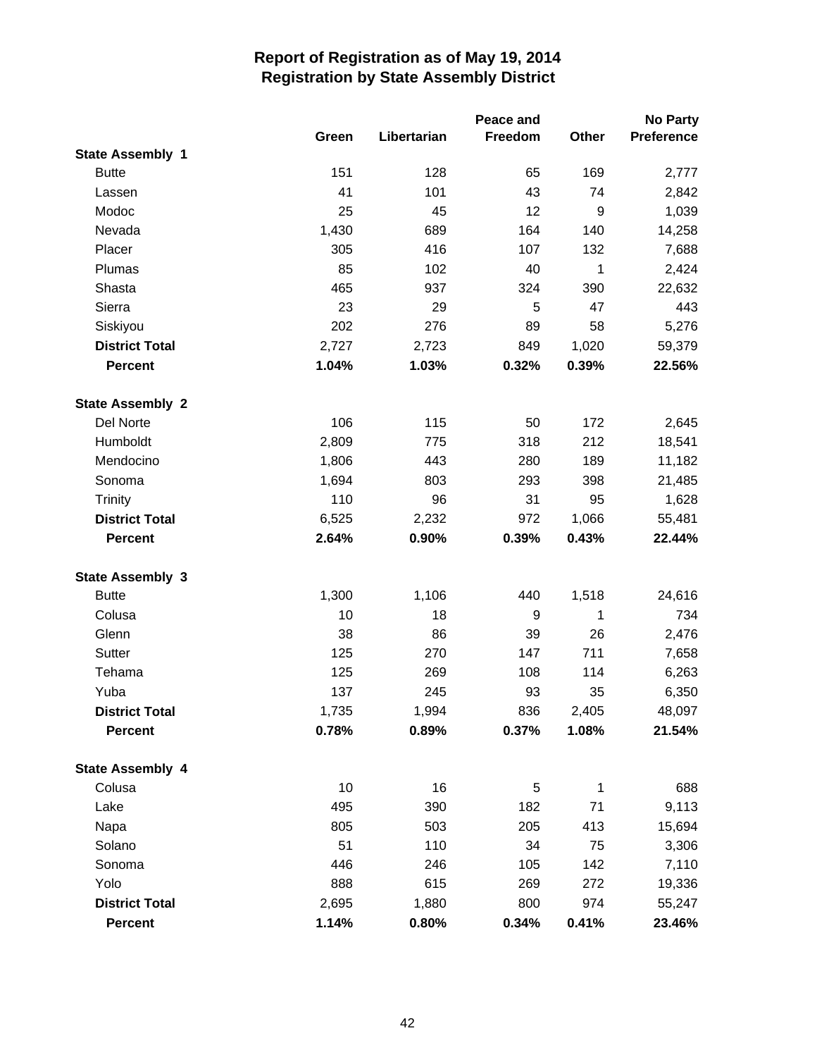# Report of Registration as of May 19, 2014
## Registration by State Assembly District

| | Green | Libertarian | Peace and Freedom | Other | No Party Preference |
|---|---|---|---|---|---|
| **State Assembly 1** | | | | | |
| Butte | 151 | 128 | 65 | 169 | 2,777 |
| Lassen | 41 | 101 | 43 | 74 | 2,842 |
| Modoc | 25 | 45 | 12 | 9 | 1,039 |
| Nevada | 1,430 | 689 | 164 | 140 | 14,258 |
| Placer | 305 | 416 | 107 | 132 | 7,688 |
| Plumas | 85 | 102 | 40 | 1 | 2,424 |
| Shasta | 465 | 937 | 324 | 390 | 22,632 |
| Sierra | 23 | 29 | 5 | 47 | 443 |
| Siskiyou | 202 | 276 | 89 | 58 | 5,276 |
| **District Total** | 2,727 | 2,723 | 849 | 1,020 | 59,379 |
| **Percent** | **1.04%** | **1.03%** | **0.32%** | **0.39%** | **22.56%** |
| **State Assembly 2** | | | | | |
| Del Norte | 106 | 115 | 50 | 172 | 2,645 |
| Humboldt | 2,809 | 775 | 318 | 212 | 18,541 |
| Mendocino | 1,806 | 443 | 280 | 189 | 11,182 |
| Sonoma | 1,694 | 803 | 293 | 398 | 21,485 |
| Trinity | 110 | 96 | 31 | 95 | 1,628 |
| **District Total** | 6,525 | 2,232 | 972 | 1,066 | 55,481 |
| **Percent** | **2.64%** | **0.90%** | **0.39%** | **0.43%** | **22.44%** |
| **State Assembly 3** | | | | | |
| Butte | 1,300 | 1,106 | 440 | 1,518 | 24,616 |
| Colusa | 10 | 18 | 9 | 1 | 734 |
| Glenn | 38 | 86 | 39 | 26 | 2,476 |
| Sutter | 125 | 270 | 147 | 711 | 7,658 |
| Tehama | 125 | 269 | 108 | 114 | 6,263 |
| Yuba | 137 | 245 | 93 | 35 | 6,350 |
| **District Total** | 1,735 | 1,994 | 836 | 2,405 | 48,097 |
| **Percent** | **0.78%** | **0.89%** | **0.37%** | **1.08%** | **21.54%** |
| **State Assembly 4** | | | | | |
| Colusa | 10 | 16 | 5 | 1 | 688 |
| Lake | 495 | 390 | 182 | 71 | 9,113 |
| Napa | 805 | 503 | 205 | 413 | 15,694 |
| Solano | 51 | 110 | 34 | 75 | 3,306 |
| Sonoma | 446 | 246 | 105 | 142 | 7,110 |
| Yolo | 888 | 615 | 269 | 272 | 19,336 |
| **District Total** | 2,695 | 1,880 | 800 | 974 | 55,247 |
| **Percent** | **1.14%** | **0.80%** | **0.34%** | **0.41%** | **23.46%** |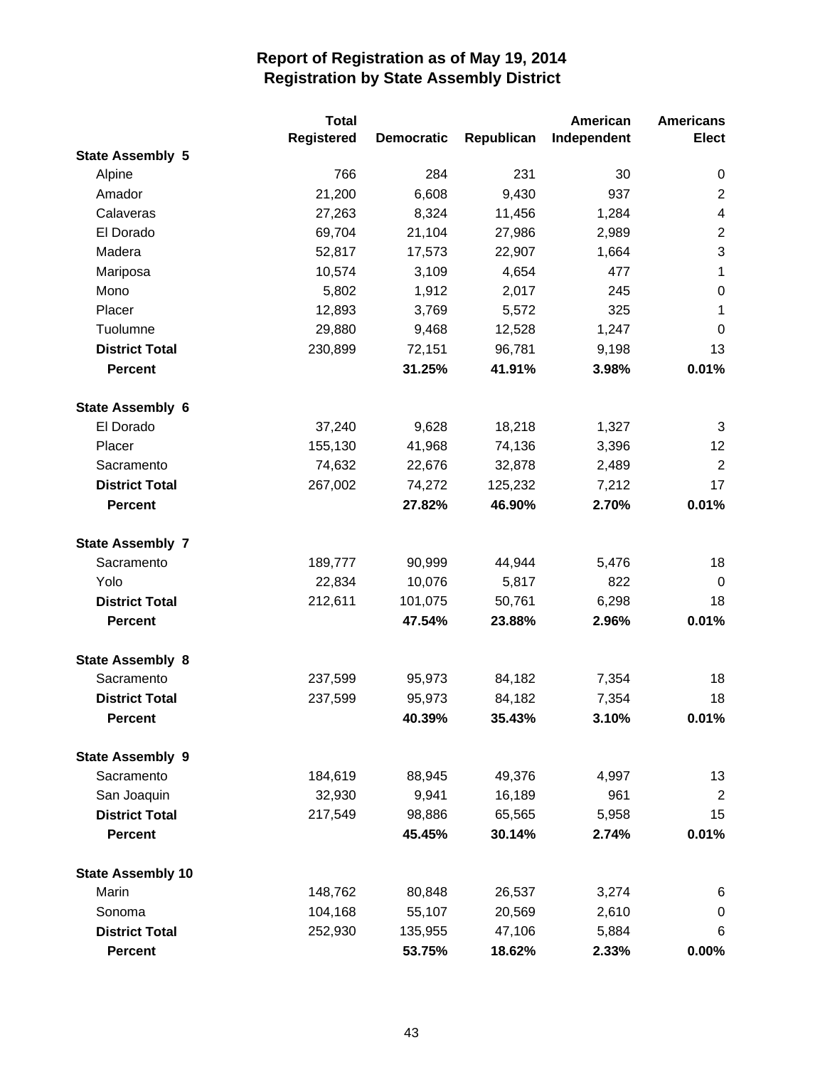# Report of Registration as of May 19, 2014
## Registration by State Assembly District

| | Total Registered | Democratic | Republican | American Independent | Americans Elect |
|---|---|---|---|---|---|
| **State Assembly 5** | | | | | |
| Alpine | 766 | 284 | 231 | 30 | 0 |
| Amador | 21,200 | 6,608 | 9,430 | 937 | 2 |
| Calaveras | 27,263 | 8,324 | 11,456 | 1,284 | 4 |
| El Dorado | 69,704 | 21,104 | 27,986 | 2,989 | 2 |
| Madera | 52,817 | 17,573 | 22,907 | 1,664 | 3 |
| Mariposa | 10,574 | 3,109 | 4,654 | 477 | 1 |
| Mono | 5,802 | 1,912 | 2,017 | 245 | 0 |
| Placer | 12,893 | 3,769 | 5,572 | 325 | 1 |
| Tuolumne | 29,880 | 9,468 | 12,528 | 1,247 | 0 |
| **District Total** | 230,899 | 72,151 | 96,781 | 9,198 | 13 |
| **Percent** | | **31.25%** | **41.91%** | **3.98%** | **0.01%** |
| **State Assembly 6** | | | | | |
| El Dorado | 37,240 | 9,628 | 18,218 | 1,327 | 3 |
| Placer | 155,130 | 41,968 | 74,136 | 3,396 | 12 |
| Sacramento | 74,632 | 22,676 | 32,878 | 2,489 | 2 |
| **District Total** | 267,002 | 74,272 | 125,232 | 7,212 | 17 |
| **Percent** | | **27.82%** | **46.90%** | **2.70%** | **0.01%** |
| **State Assembly 7** | | | | | |
| Sacramento | 189,777 | 90,999 | 44,944 | 5,476 | 18 |
| Yolo | 22,834 | 10,076 | 5,817 | 822 | 0 |
| **District Total** | 212,611 | 101,075 | 50,761 | 6,298 | 18 |
| **Percent** | | **47.54%** | **23.88%** | **2.96%** | **0.01%** |
| **State Assembly 8** | | | | | |
| Sacramento | 237,599 | 95,973 | 84,182 | 7,354 | 18 |
| **District Total** | 237,599 | 95,973 | 84,182 | 7,354 | 18 |
| **Percent** | | **40.39%** | **35.43%** | **3.10%** | **0.01%** |
| **State Assembly 9** | | | | | |
| Sacramento | 184,619 | 88,945 | 49,376 | 4,997 | 13 |
| San Joaquin | 32,930 | 9,941 | 16,189 | 961 | 2 |
| **District Total** | 217,549 | 98,886 | 65,565 | 5,958 | 15 |
| **Percent** | | **45.45%** | **30.14%** | **2.74%** | **0.01%** |
| **State Assembly 10** | | | | | |
| Marin | 148,762 | 80,848 | 26,537 | 3,274 | 6 |
| Sonoma | 104,168 | 55,107 | 20,569 | 2,610 | 0 |
| **District Total** | 252,930 | 135,955 | 47,106 | 5,884 | 6 |
| **Percent** | | **53.75%** | **18.62%** | **2.33%** | **0.00%** |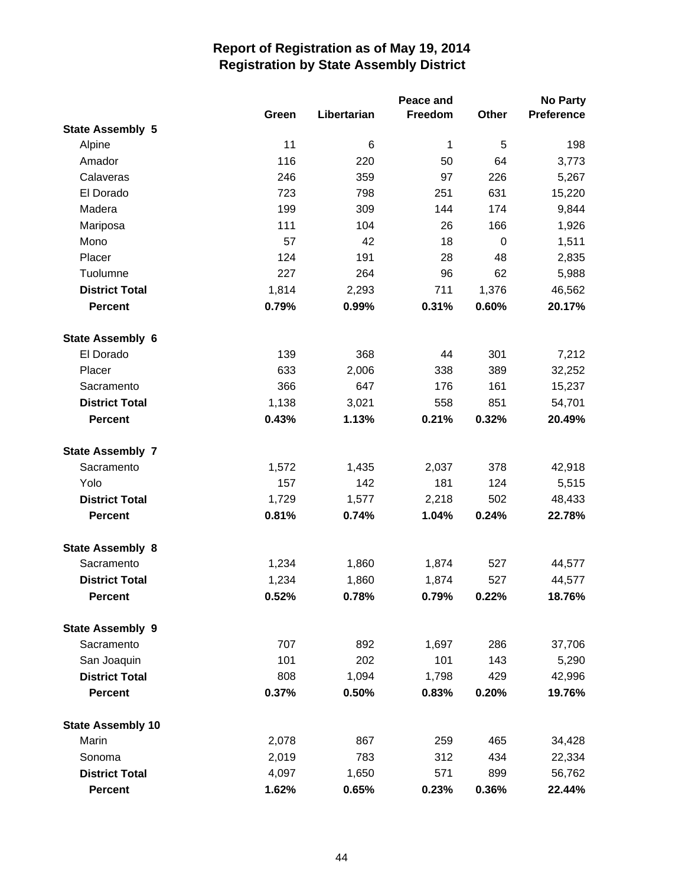# Report of Registration as of May 19, 2014
## Registration by State Assembly District

| | Green | Libertarian | Peace and Freedom | Other | No Party Preference |
|---|---|---|---|---|---|
| **State Assembly 5** | | | | | |
| Alpine | 11 | 6 | 1 | 5 | 198 |
| Amador | 116 | 220 | 50 | 64 | 3,773 |
| Calaveras | 246 | 359 | 97 | 226 | 5,267 |
| El Dorado | 723 | 798 | 251 | 631 | 15,220 |
| Madera | 199 | 309 | 144 | 174 | 9,844 |
| Mariposa | 111 | 104 | 26 | 166 | 1,926 |
| Mono | 57 | 42 | 18 | 0 | 1,511 |
| Placer | 124 | 191 | 28 | 48 | 2,835 |
| Tuolumne | 227 | 264 | 96 | 62 | 5,988 |
| **District Total** | 1,814 | 2,293 | 711 | 1,376 | 46,562 |
| **Percent** | **0.79%** | **0.99%** | **0.31%** | **0.60%** | **20.17%** |
| **State Assembly 6** | | | | | |
| El Dorado | 139 | 368 | 44 | 301 | 7,212 |
| Placer | 633 | 2,006 | 338 | 389 | 32,252 |
| Sacramento | 366 | 647 | 176 | 161 | 15,237 |
| **District Total** | 1,138 | 3,021 | 558 | 851 | 54,701 |
| **Percent** | **0.43%** | **1.13%** | **0.21%** | **0.32%** | **20.49%** |
| **State Assembly 7** | | | | | |
| Sacramento | 1,572 | 1,435 | 2,037 | 378 | 42,918 |
| Yolo | 157 | 142 | 181 | 124 | 5,515 |
| **District Total** | 1,729 | 1,577 | 2,218 | 502 | 48,433 |
| **Percent** | **0.81%** | **0.74%** | **1.04%** | **0.24%** | **22.78%** |
| **State Assembly 8** | | | | | |
| Sacramento | 1,234 | 1,860 | 1,874 | 527 | 44,577 |
| **District Total** | 1,234 | 1,860 | 1,874 | 527 | 44,577 |
| **Percent** | **0.52%** | **0.78%** | **0.79%** | **0.22%** | **18.76%** |
| **State Assembly 9** | | | | | |
| Sacramento | 707 | 892 | 1,697 | 286 | 37,706 |
| San Joaquin | 101 | 202 | 101 | 143 | 5,290 |
| **District Total** | 808 | 1,094 | 1,798 | 429 | 42,996 |
| **Percent** | **0.37%** | **0.50%** | **0.83%** | **0.20%** | **19.76%** |
| **State Assembly 10** | | | | | |
| Marin | 2,078 | 867 | 259 | 465 | 34,428 |
| Sonoma | 2,019 | 783 | 312 | 434 | 22,334 |
| **District Total** | 4,097 | 1,650 | 571 | 899 | 56,762 |
| **Percent** | **1.62%** | **0.65%** | **0.23%** | **0.36%** | **22.44%** |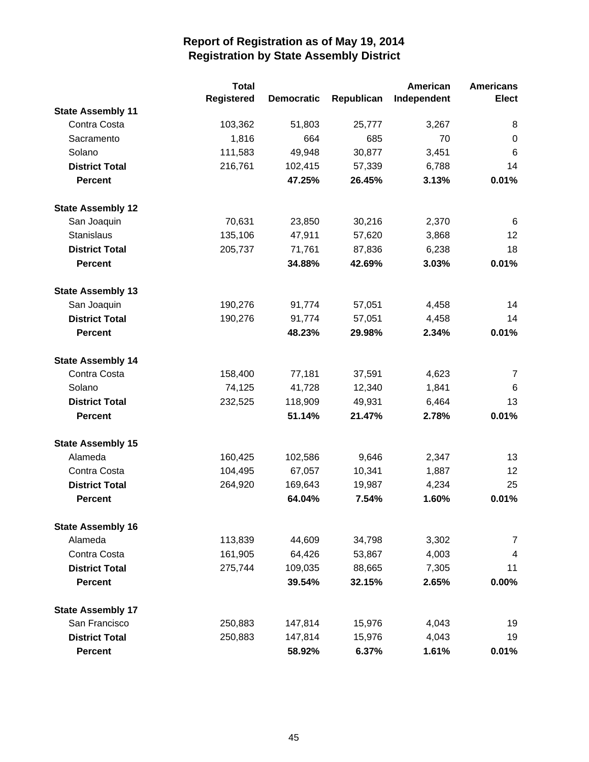# Report of Registration as of May 19, 2014
## Registration by State Assembly District

| | Total Registered | Democratic | Republican | American Independent | Americans Elect |
|---|---|---|---|---|---|
| **State Assembly 11** | | | | | |
| Contra Costa | 103,362 | 51,803 | 25,777 | 3,267 | 8 |
| Sacramento | 1,816 | 664 | 685 | 70 | 0 |
| Solano | 111,583 | 49,948 | 30,877 | 3,451 | 6 |
| **District Total** | 216,761 | 102,415 | 57,339 | 6,788 | 14 |
| **Percent** | | **47.25%** | **26.45%** | **3.13%** | **0.01%** |
| **State Assembly 12** | | | | | |
| San Joaquin | 70,631 | 23,850 | 30,216 | 2,370 | 6 |
| Stanislaus | 135,106 | 47,911 | 57,620 | 3,868 | 12 |
| **District Total** | 205,737 | 71,761 | 87,836 | 6,238 | 18 |
| **Percent** | | **34.88%** | **42.69%** | **3.03%** | **0.01%** |
| **State Assembly 13** | | | | | |
| San Joaquin | 190,276 | 91,774 | 57,051 | 4,458 | 14 |
| **District Total** | 190,276 | 91,774 | 57,051 | 4,458 | 14 |
| **Percent** | | **48.23%** | **29.98%** | **2.34%** | **0.01%** |
| **State Assembly 14** | | | | | |
| Contra Costa | 158,400 | 77,181 | 37,591 | 4,623 | 7 |
| Solano | 74,125 | 41,728 | 12,340 | 1,841 | 6 |
| **District Total** | 232,525 | 118,909 | 49,931 | 6,464 | 13 |
| **Percent** | | **51.14%** | **21.47%** | **2.78%** | **0.01%** |
| **State Assembly 15** | | | | | |
| Alameda | 160,425 | 102,586 | 9,646 | 2,347 | 13 |
| Contra Costa | 104,495 | 67,057 | 10,341 | 1,887 | 12 |
| **District Total** | 264,920 | 169,643 | 19,987 | 4,234 | 25 |
| **Percent** | | **64.04%** | **7.54%** | **1.60%** | **0.01%** |
| **State Assembly 16** | | | | | |
| Alameda | 113,839 | 44,609 | 34,798 | 3,302 | 7 |
| Contra Costa | 161,905 | 64,426 | 53,867 | 4,003 | 4 |
| **District Total** | 275,744 | 109,035 | 88,665 | 7,305 | 11 |
| **Percent** | | **39.54%** | **32.15%** | **2.65%** | **0.00%** |
| **State Assembly 17** | | | | | |
| San Francisco | 250,883 | 147,814 | 15,976 | 4,043 | 19 |
| **District Total** | 250,883 | 147,814 | 15,976 | 4,043 | 19 |
| **Percent** | | **58.92%** | **6.37%** | **1.61%** | **0.01%** |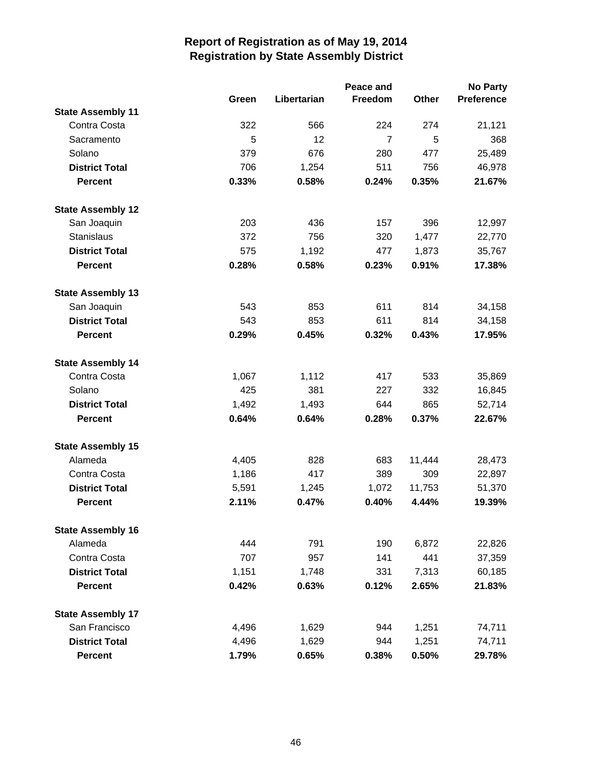# Report of Registration as of May 19, 2014
## Registration by State Assembly District

| | Green | Libertarian | Peace and Freedom | Other | No Party Preference |
|---|---|---|---|---|---|
| **State Assembly 11** | | | | | |
| Contra Costa | 322 | 566 | 224 | 274 | 21,121 |
| Sacramento | 5 | 12 | 7 | 5 | 368 |
| Solano | 379 | 676 | 280 | 477 | 25,489 |
| **District Total** | 706 | 1,254 | 511 | 756 | 46,978 |
| **Percent** | **0.33%** | **0.58%** | **0.24%** | **0.35%** | **21.67%** |
| **State Assembly 12** | | | | | |
| San Joaquin | 203 | 436 | 157 | 396 | 12,997 |
| Stanislaus | 372 | 756 | 320 | 1,477 | 22,770 |
| **District Total** | 575 | 1,192 | 477 | 1,873 | 35,767 |
| **Percent** | **0.28%** | **0.58%** | **0.23%** | **0.91%** | **17.38%** |
| **State Assembly 13** | | | | | |
| San Joaquin | 543 | 853 | 611 | 814 | 34,158 |
| **District Total** | 543 | 853 | 611 | 814 | 34,158 |
| **Percent** | **0.29%** | **0.45%** | **0.32%** | **0.43%** | **17.95%** |
| **State Assembly 14** | | | | | |
| Contra Costa | 1,067 | 1,112 | 417 | 533 | 35,869 |
| Solano | 425 | 381 | 227 | 332 | 16,845 |
| **District Total** | 1,492 | 1,493 | 644 | 865 | 52,714 |
| **Percent** | **0.64%** | **0.64%** | **0.28%** | **0.37%** | **22.67%** |
| **State Assembly 15** | | | | | |
| Alameda | 4,405 | 828 | 683 | 11,444 | 28,473 |
| Contra Costa | 1,186 | 417 | 389 | 309 | 22,897 |
| **District Total** | 5,591 | 1,245 | 1,072 | 11,753 | 51,370 |
| **Percent** | **2.11%** | **0.47%** | **0.40%** | **4.44%** | **19.39%** |
| **State Assembly 16** | | | | | |
| Alameda | 444 | 791 | 190 | 6,872 | 22,826 |
| Contra Costa | 707 | 957 | 141 | 441 | 37,359 |
| **District Total** | 1,151 | 1,748 | 331 | 7,313 | 60,185 |
| **Percent** | **0.42%** | **0.63%** | **0.12%** | **2.65%** | **21.83%** |
| **State Assembly 17** | | | | | |
| San Francisco | 4,496 | 1,629 | 944 | 1,251 | 74,711 |
| **District Total** | 4,496 | 1,629 | 944 | 1,251 | 74,711 |
| **Percent** | **1.79%** | **0.65%** | **0.38%** | **0.50%** | **29.78%** |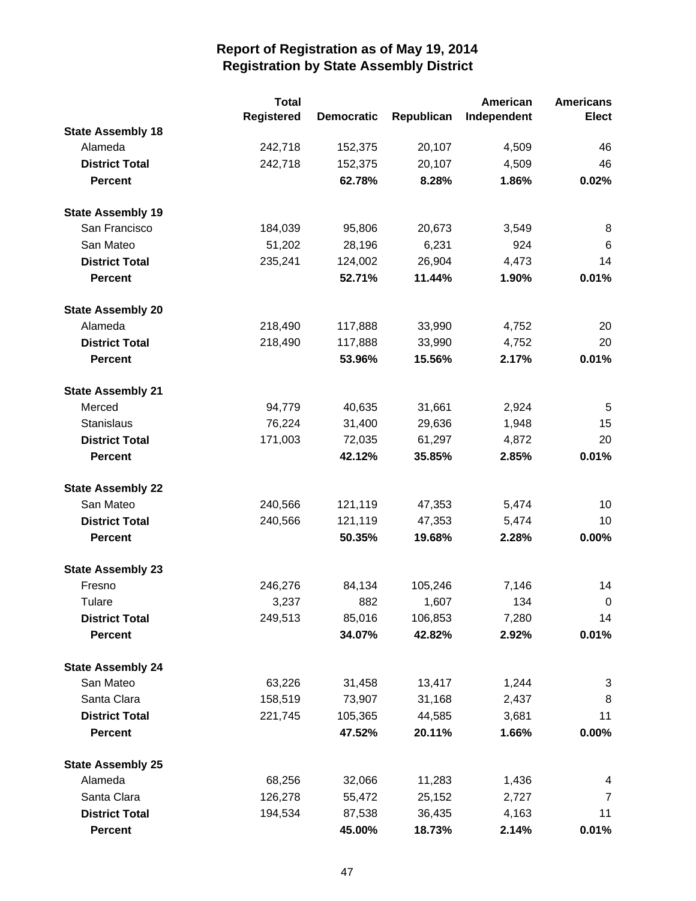# Report of Registration as of May 19, 2014
## Registration by State Assembly District

| | Total Registered | Democratic | Republican | American Independent | Americans Elect |
|---|---|---|---|---|---|
| **State Assembly 18** | | | | | |
| Alameda | 242,718 | 152,375 | 20,107 | 4,509 | 46 |
| **District Total** | 242,718 | 152,375 | 20,107 | 4,509 | 46 |
| **Percent** | | **62.78%** | **8.28%** | **1.86%** | **0.02%** |
| **State Assembly 19** | | | | | |
| San Francisco | 184,039 | 95,806 | 20,673 | 3,549 | 8 |
| San Mateo | 51,202 | 28,196 | 6,231 | 924 | 6 |
| **District Total** | 235,241 | 124,002 | 26,904 | 4,473 | 14 |
| **Percent** | | **52.71%** | **11.44%** | **1.90%** | **0.01%** |
| **State Assembly 20** | | | | | |
| Alameda | 218,490 | 117,888 | 33,990 | 4,752 | 20 |
| **District Total** | 218,490 | 117,888 | 33,990 | 4,752 | 20 |
| **Percent** | | **53.96%** | **15.56%** | **2.17%** | **0.01%** |
| **State Assembly 21** | | | | | |
| Merced | 94,779 | 40,635 | 31,661 | 2,924 | 5 |
| Stanislaus | 76,224 | 31,400 | 29,636 | 1,948 | 15 |
| **District Total** | 171,003 | 72,035 | 61,297 | 4,872 | 20 |
| **Percent** | | **42.12%** | **35.85%** | **2.85%** | **0.01%** |
| **State Assembly 22** | | | | | |
| San Mateo | 240,566 | 121,119 | 47,353 | 5,474 | 10 |
| **District Total** | 240,566 | 121,119 | 47,353 | 5,474 | 10 |
| **Percent** | | **50.35%** | **19.68%** | **2.28%** | **0.00%** |
| **State Assembly 23** | | | | | |
| Fresno | 246,276 | 84,134 | 105,246 | 7,146 | 14 |
| Tulare | 3,237 | 882 | 1,607 | 134 | 0 |
| **District Total** | 249,513 | 85,016 | 106,853 | 7,280 | 14 |
| **Percent** | | **34.07%** | **42.82%** | **2.92%** | **0.01%** |
| **State Assembly 24** | | | | | |
| San Mateo | 63,226 | 31,458 | 13,417 | 1,244 | 3 |
| Santa Clara | 158,519 | 73,907 | 31,168 | 2,437 | 8 |
| **District Total** | 221,745 | 105,365 | 44,585 | 3,681 | 11 |
| **Percent** | | **47.52%** | **20.11%** | **1.66%** | **0.00%** |
| **State Assembly 25** | | | | | |
| Alameda | 68,256 | 32,066 | 11,283 | 1,436 | 4 |
| Santa Clara | 126,278 | 55,472 | 25,152 | 2,727 | 7 |
| **District Total** | 194,534 | 87,538 | 36,435 | 4,163 | 11 |
| **Percent** | | **45.00%** | **18.73%** | **2.14%** | **0.01%** |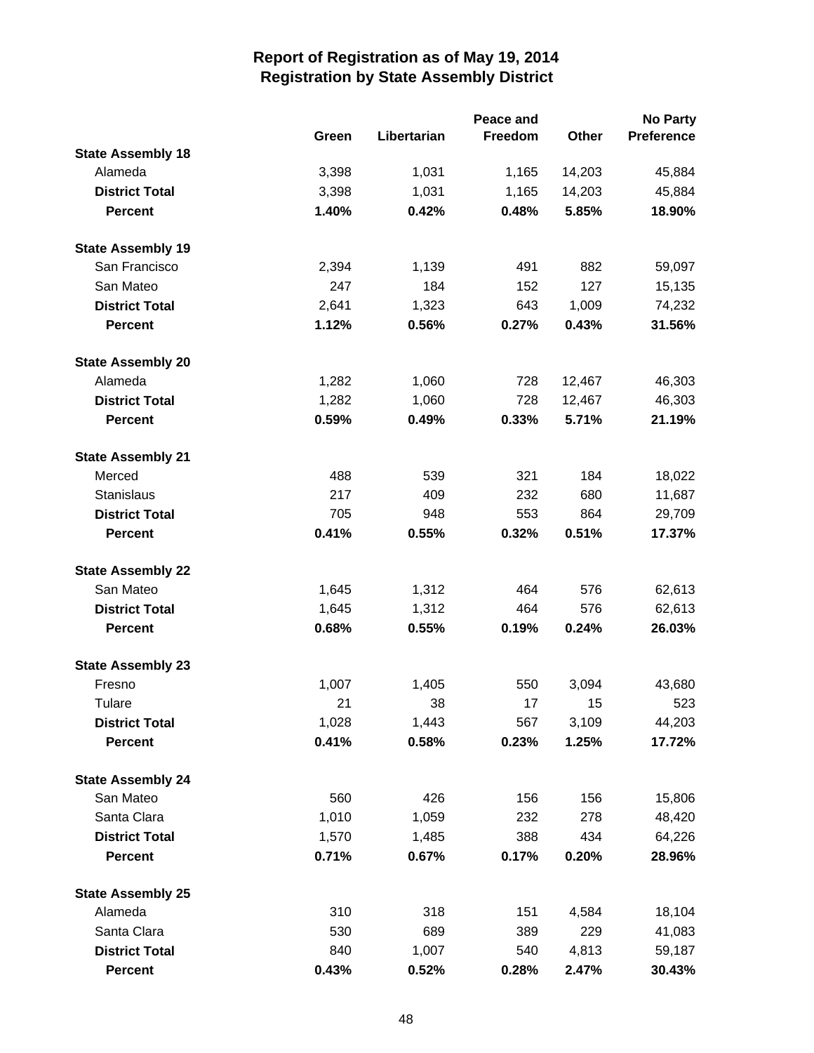# Report of Registration as of May 19, 2014
## Registration by State Assembly District

| | Green | Libertarian | Peace and Freedom | Other | No Party Preference |
|---|---|---|---|---|---|
| **State Assembly 18** | | | | | |
| Alameda | 3,398 | 1,031 | 1,165 | 14,203 | 45,884 |
| **District Total** | 3,398 | 1,031 | 1,165 | 14,203 | 45,884 |
| **Percent** | **1.40%** | **0.42%** | **0.48%** | **5.85%** | **18.90%** |
| **State Assembly 19** | | | | | |
| San Francisco | 2,394 | 1,139 | 491 | 882 | 59,097 |
| San Mateo | 247 | 184 | 152 | 127 | 15,135 |
| **District Total** | 2,641 | 1,323 | 643 | 1,009 | 74,232 |
| **Percent** | **1.12%** | **0.56%** | **0.27%** | **0.43%** | **31.56%** |
| **State Assembly 20** | | | | | |
| Alameda | 1,282 | 1,060 | 728 | 12,467 | 46,303 |
| **District Total** | 1,282 | 1,060 | 728 | 12,467 | 46,303 |
| **Percent** | **0.59%** | **0.49%** | **0.33%** | **5.71%** | **21.19%** |
| **State Assembly 21** | | | | | |
| Merced | 488 | 539 | 321 | 184 | 18,022 |
| Stanislaus | 217 | 409 | 232 | 680 | 11,687 |
| **District Total** | 705 | 948 | 553 | 864 | 29,709 |
| **Percent** | **0.41%** | **0.55%** | **0.32%** | **0.51%** | **17.37%** |
| **State Assembly 22** | | | | | |
| San Mateo | 1,645 | 1,312 | 464 | 576 | 62,613 |
| **District Total** | 1,645 | 1,312 | 464 | 576 | 62,613 |
| **Percent** | **0.68%** | **0.55%** | **0.19%** | **0.24%** | **26.03%** |
| **State Assembly 23** | | | | | |
| Fresno | 1,007 | 1,405 | 550 | 3,094 | 43,680 |
| Tulare | 21 | 38 | 17 | 15 | 523 |
| **District Total** | 1,028 | 1,443 | 567 | 3,109 | 44,203 |
| **Percent** | **0.41%** | **0.58%** | **0.23%** | **1.25%** | **17.72%** |
| **State Assembly 24** | | | | | |
| San Mateo | 560 | 426 | 156 | 156 | 15,806 |
| Santa Clara | 1,010 | 1,059 | 232 | 278 | 48,420 |
| **District Total** | 1,570 | 1,485 | 388 | 434 | 64,226 |
| **Percent** | **0.71%** | **0.67%** | **0.17%** | **0.20%** | **28.96%** |
| **State Assembly 25** | | | | | |
| Alameda | 310 | 318 | 151 | 4,584 | 18,104 |
| Santa Clara | 530 | 689 | 389 | 229 | 41,083 |
| **District Total** | 840 | 1,007 | 540 | 4,813 | 59,187 |
| **Percent** | **0.43%** | **0.52%** | **0.28%** | **2.47%** | **30.43%** |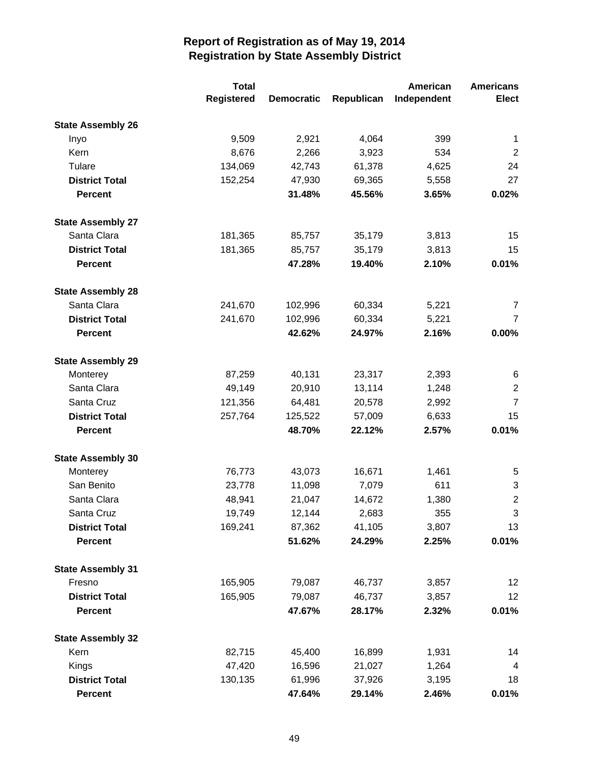# Report of Registration as of May 19, 2014
## Registration by State Assembly District

| | Total Registered | Democratic | Republican | American Independent | Americans Elect |
|---|---|---|---|---|---|
| **State Assembly 26** | | | | | |
| Inyo | 9,509 | 2,921 | 4,064 | 399 | 1 |
| Kern | 8,676 | 2,266 | 3,923 | 534 | 2 |
| Tulare | 134,069 | 42,743 | 61,378 | 4,625 | 24 |
| **District Total** | 152,254 | 47,930 | 69,365 | 5,558 | 27 |
| **Percent** | | **31.48%** | **45.56%** | **3.65%** | **0.02%** |
| **State Assembly 27** | | | | | |
| Santa Clara | 181,365 | 85,757 | 35,179 | 3,813 | 15 |
| **District Total** | 181,365 | 85,757 | 35,179 | 3,813 | 15 |
| **Percent** | | **47.28%** | **19.40%** | **2.10%** | **0.01%** |
| **State Assembly 28** | | | | | |
| Santa Clara | 241,670 | 102,996 | 60,334 | 5,221 | 7 |
| **District Total** | 241,670 | 102,996 | 60,334 | 5,221 | 7 |
| **Percent** | | **42.62%** | **24.97%** | **2.16%** | **0.00%** |
| **State Assembly 29** | | | | | |
| Monterey | 87,259 | 40,131 | 23,317 | 2,393 | 6 |
| Santa Clara | 49,149 | 20,910 | 13,114 | 1,248 | 2 |
| Santa Cruz | 121,356 | 64,481 | 20,578 | 2,992 | 7 |
| **District Total** | 257,764 | 125,522 | 57,009 | 6,633 | 15 |
| **Percent** | | **48.70%** | **22.12%** | **2.57%** | **0.01%** |
| **State Assembly 30** | | | | | |
| Monterey | 76,773 | 43,073 | 16,671 | 1,461 | 5 |
| San Benito | 23,778 | 11,098 | 7,079 | 611 | 3 |
| Santa Clara | 48,941 | 21,047 | 14,672 | 1,380 | 2 |
| Santa Cruz | 19,749 | 12,144 | 2,683 | 355 | 3 |
| **District Total** | 169,241 | 87,362 | 41,105 | 3,807 | 13 |
| **Percent** | | **51.62%** | **24.29%** | **2.25%** | **0.01%** |
| **State Assembly 31** | | | | | |
| Fresno | 165,905 | 79,087 | 46,737 | 3,857 | 12 |
| **District Total** | 165,905 | 79,087 | 46,737 | 3,857 | 12 |
| **Percent** | | **47.67%** | **28.17%** | **2.32%** | **0.01%** |
| **State Assembly 32** | | | | | |
| Kern | 82,715 | 45,400 | 16,899 | 1,931 | 14 |
| Kings | 47,420 | 16,596 | 21,027 | 1,264 | 4 |
| **District Total** | 130,135 | 61,996 | 37,926 | 3,195 | 18 |
| **Percent** | | **47.64%** | **29.14%** | **2.46%** | **0.01%** |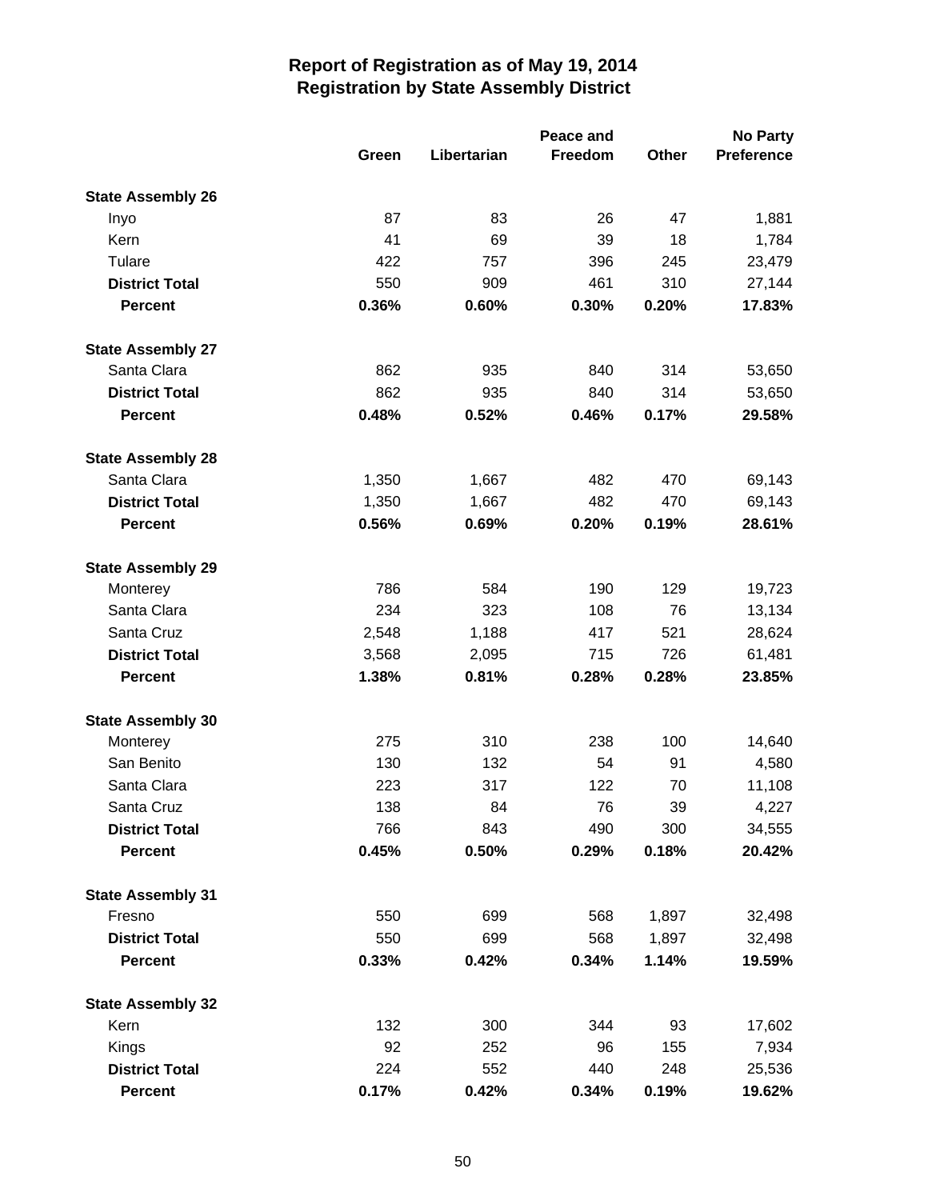# Report of Registration as of May 19, 2014
## Registration by State Assembly District

| | Green | Libertarian | Peace and Freedom | Other | No Party Preference |
|---|---|---|---|---|---|
| **State Assembly 26** | | | | | |
| Inyo | 87 | 83 | 26 | 47 | 1,881 |
| Kern | 41 | 69 | 39 | 18 | 1,784 |
| Tulare | 422 | 757 | 396 | 245 | 23,479 |
| **District Total** | 550 | 909 | 461 | 310 | 27,144 |
| **Percent** | **0.36%** | **0.60%** | **0.30%** | **0.20%** | **17.83%** |
| **State Assembly 27** | | | | | |
| Santa Clara | 862 | 935 | 840 | 314 | 53,650 |
| **District Total** | 862 | 935 | 840 | 314 | 53,650 |
| **Percent** | **0.48%** | **0.52%** | **0.46%** | **0.17%** | **29.58%** |
| **State Assembly 28** | | | | | |
| Santa Clara | 1,350 | 1,667 | 482 | 470 | 69,143 |
| **District Total** | 1,350 | 1,667 | 482 | 470 | 69,143 |
| **Percent** | **0.56%** | **0.69%** | **0.20%** | **0.19%** | **28.61%** |
| **State Assembly 29** | | | | | |
| Monterey | 786 | 584 | 190 | 129 | 19,723 |
| Santa Clara | 234 | 323 | 108 | 76 | 13,134 |
| Santa Cruz | 2,548 | 1,188 | 417 | 521 | 28,624 |
| **District Total** | 3,568 | 2,095 | 715 | 726 | 61,481 |
| **Percent** | **1.38%** | **0.81%** | **0.28%** | **0.28%** | **23.85%** |
| **State Assembly 30** | | | | | |
| Monterey | 275 | 310 | 238 | 100 | 14,640 |
| San Benito | 130 | 132 | 54 | 91 | 4,580 |
| Santa Clara | 223 | 317 | 122 | 70 | 11,108 |
| Santa Cruz | 138 | 84 | 76 | 39 | 4,227 |
| **District Total** | 766 | 843 | 490 | 300 | 34,555 |
| **Percent** | **0.45%** | **0.50%** | **0.29%** | **0.18%** | **20.42%** |
| **State Assembly 31** | | | | | |
| Fresno | 550 | 699 | 568 | 1,897 | 32,498 |
| **District Total** | 550 | 699 | 568 | 1,897 | 32,498 |
| **Percent** | **0.33%** | **0.42%** | **0.34%** | **1.14%** | **19.59%** |
| **State Assembly 32** | | | | | |
| Kern | 132 | 300 | 344 | 93 | 17,602 |
| Kings | 92 | 252 | 96 | 155 | 7,934 |
| **District Total** | 224 | 552 | 440 | 248 | 25,536 |
| **Percent** | **0.17%** | **0.42%** | **0.34%** | **0.19%** | **19.62%** |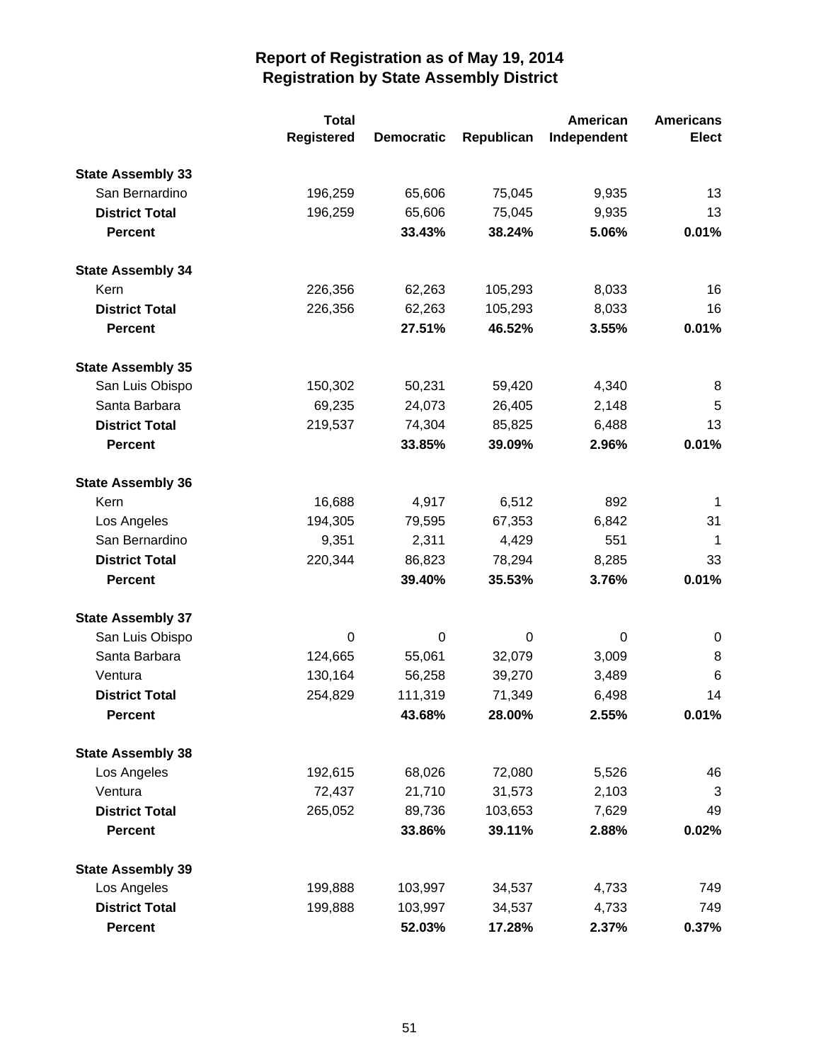# Report of Registration as of May 19, 2014
## Registration by State Assembly District

| | Total Registered | Democratic | Republican | American Independent | Americans Elect |
|---|---|---|---|---|---|
| **State Assembly 33** | | | | | |
| San Bernardino | 196,259 | 65,606 | 75,045 | 9,935 | 13 |
| **District Total** | 196,259 | 65,606 | 75,045 | 9,935 | 13 |
| **Percent** | | **33.43%** | **38.24%** | **5.06%** | **0.01%** |
| **State Assembly 34** | | | | | |
| Kern | 226,356 | 62,263 | 105,293 | 8,033 | 16 |
| **District Total** | 226,356 | 62,263 | 105,293 | 8,033 | 16 |
| **Percent** | | **27.51%** | **46.52%** | **3.55%** | **0.01%** |
| **State Assembly 35** | | | | | |
| San Luis Obispo | 150,302 | 50,231 | 59,420 | 4,340 | 8 |
| Santa Barbara | 69,235 | 24,073 | 26,405 | 2,148 | 5 |
| **District Total** | 219,537 | 74,304 | 85,825 | 6,488 | 13 |
| **Percent** | | **33.85%** | **39.09%** | **2.96%** | **0.01%** |
| **State Assembly 36** | | | | | |
| Kern | 16,688 | 4,917 | 6,512 | 892 | 1 |
| Los Angeles | 194,305 | 79,595 | 67,353 | 6,842 | 31 |
| San Bernardino | 9,351 | 2,311 | 4,429 | 551 | 1 |
| **District Total** | 220,344 | 86,823 | 78,294 | 8,285 | 33 |
| **Percent** | | **39.40%** | **35.53%** | **3.76%** | **0.01%** |
| **State Assembly 37** | | | | | |
| San Luis Obispo | 0 | 0 | 0 | 0 | 0 |
| Santa Barbara | 124,665 | 55,061 | 32,079 | 3,009 | 8 |
| Ventura | 130,164 | 56,258 | 39,270 | 3,489 | 6 |
| **District Total** | 254,829 | 111,319 | 71,349 | 6,498 | 14 |
| **Percent** | | **43.68%** | **28.00%** | **2.55%** | **0.01%** |
| **State Assembly 38** | | | | | |
| Los Angeles | 192,615 | 68,026 | 72,080 | 5,526 | 46 |
| Ventura | 72,437 | 21,710 | 31,573 | 2,103 | 3 |
| **District Total** | 265,052 | 89,736 | 103,653 | 7,629 | 49 |
| **Percent** | | **33.86%** | **39.11%** | **2.88%** | **0.02%** |
| **State Assembly 39** | | | | | |
| Los Angeles | 199,888 | 103,997 | 34,537 | 4,733 | 749 |
| **District Total** | 199,888 | 103,997 | 34,537 | 4,733 | 749 |
| **Percent** | | **52.03%** | **17.28%** | **2.37%** | **0.37%** |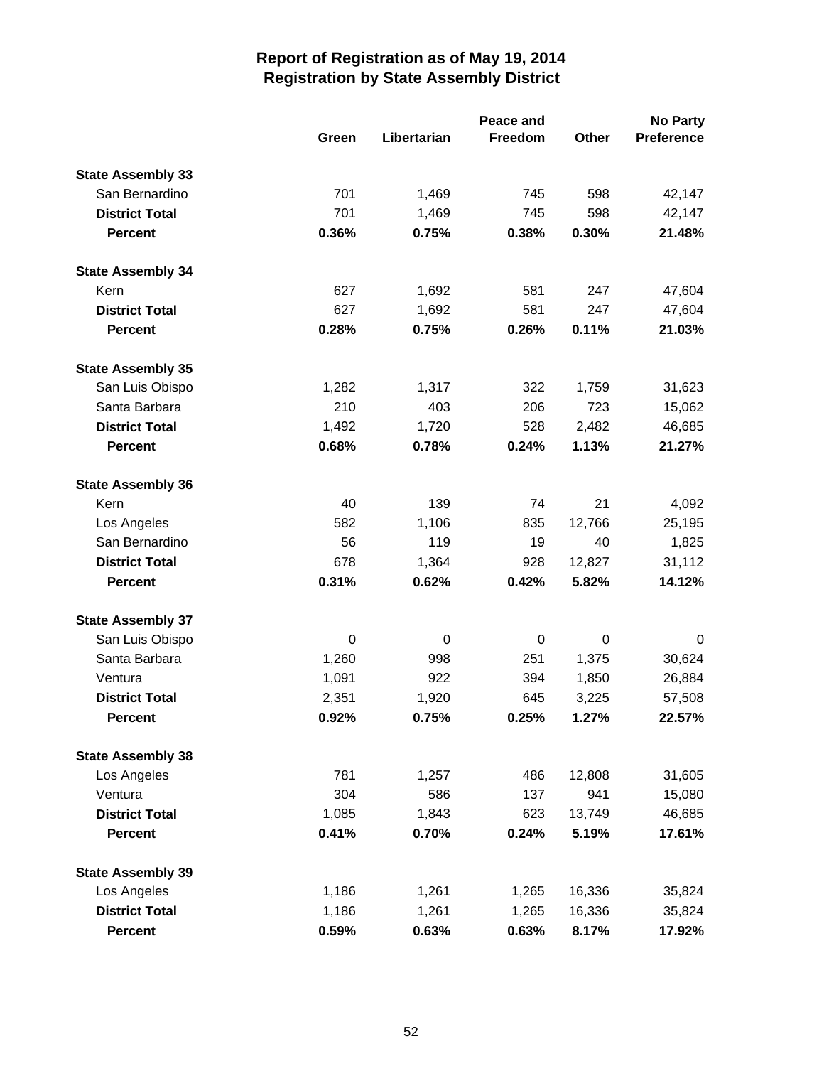# Report of Registration as of May 19, 2014
## Registration by State Assembly District

| | Green | Libertarian | Peace and Freedom | Other | No Party Preference |
|---|---|---|---|---|---|
| **State Assembly 33** | | | | | |
| San Bernardino | 701 | 1,469 | 745 | 598 | 42,147 |
| **District Total** | 701 | 1,469 | 745 | 598 | 42,147 |
| **Percent** | **0.36%** | **0.75%** | **0.38%** | **0.30%** | **21.48%** |
| **State Assembly 34** | | | | | |
| Kern | 627 | 1,692 | 581 | 247 | 47,604 |
| **District Total** | 627 | 1,692 | 581 | 247 | 47,604 |
| **Percent** | **0.28%** | **0.75%** | **0.26%** | **0.11%** | **21.03%** |
| **State Assembly 35** | | | | | |
| San Luis Obispo | 1,282 | 1,317 | 322 | 1,759 | 31,623 |
| Santa Barbara | 210 | 403 | 206 | 723 | 15,062 |
| **District Total** | 1,492 | 1,720 | 528 | 2,482 | 46,685 |
| **Percent** | **0.68%** | **0.78%** | **0.24%** | **1.13%** | **21.27%** |
| **State Assembly 36** | | | | | |
| Kern | 40 | 139 | 74 | 21 | 4,092 |
| Los Angeles | 582 | 1,106 | 835 | 12,766 | 25,195 |
| San Bernardino | 56 | 119 | 19 | 40 | 1,825 |
| **District Total** | 678 | 1,364 | 928 | 12,827 | 31,112 |
| **Percent** | **0.31%** | **0.62%** | **0.42%** | **5.82%** | **14.12%** |
| **State Assembly 37** | | | | | |
| San Luis Obispo | 0 | 0 | 0 | 0 | 0 |
| Santa Barbara | 1,260 | 998 | 251 | 1,375 | 30,624 |
| Ventura | 1,091 | 922 | 394 | 1,850 | 26,884 |
| **District Total** | 2,351 | 1,920 | 645 | 3,225 | 57,508 |
| **Percent** | **0.92%** | **0.75%** | **0.25%** | **1.27%** | **22.57%** |
| **State Assembly 38** | | | | | |
| Los Angeles | 781 | 1,257 | 486 | 12,808 | 31,605 |
| Ventura | 304 | 586 | 137 | 941 | 15,080 |
| **District Total** | 1,085 | 1,843 | 623 | 13,749 | 46,685 |
| **Percent** | **0.41%** | **0.70%** | **0.24%** | **5.19%** | **17.61%** |
| **State Assembly 39** | | | | | |
| Los Angeles | 1,186 | 1,261 | 1,265 | 16,336 | 35,824 |
| **District Total** | 1,186 | 1,261 | 1,265 | 16,336 | 35,824 |
| **Percent** | **0.59%** | **0.63%** | **0.63%** | **8.17%** | **17.92%** |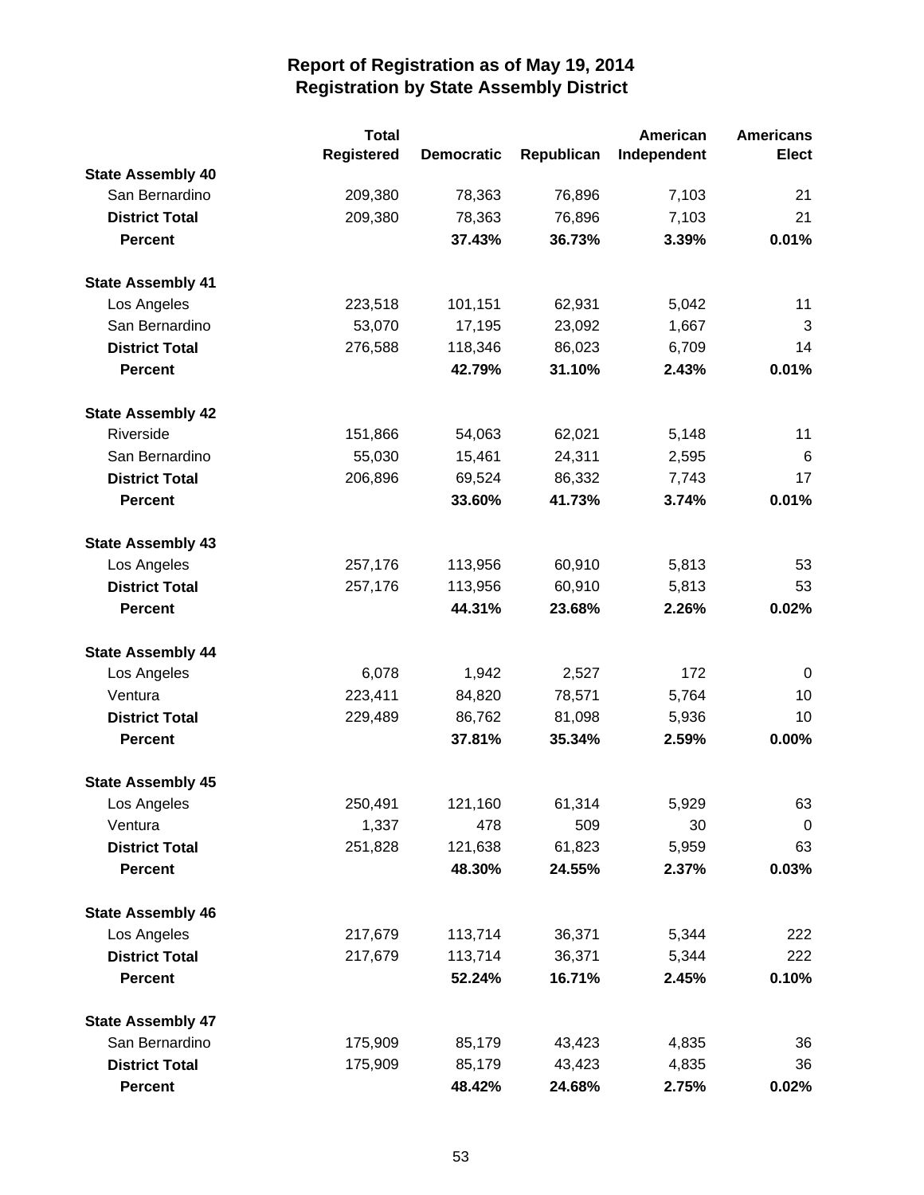# Report of Registration as of May 19, 2014
## Registration by State Assembly District

| | Total Registered | Democratic | Republican | American Independent | Americans Elect |
|---|---|---|---|---|---|
| **State Assembly 40** | | | | | |
| San Bernardino | 209,380 | 78,363 | 76,896 | 7,103 | 21 |
| **District Total** | 209,380 | 78,363 | 76,896 | 7,103 | 21 |
| **Percent** | | **37.43%** | **36.73%** | **3.39%** | **0.01%** |
| **State Assembly 41** | | | | | |
| Los Angeles | 223,518 | 101,151 | 62,931 | 5,042 | 11 |
| San Bernardino | 53,070 | 17,195 | 23,092 | 1,667 | 3 |
| **District Total** | 276,588 | 118,346 | 86,023 | 6,709 | 14 |
| **Percent** | | **42.79%** | **31.10%** | **2.43%** | **0.01%** |
| **State Assembly 42** | | | | | |
| Riverside | 151,866 | 54,063 | 62,021 | 5,148 | 11 |
| San Bernardino | 55,030 | 15,461 | 24,311 | 2,595 | 6 |
| **District Total** | 206,896 | 69,524 | 86,332 | 7,743 | 17 |
| **Percent** | | **33.60%** | **41.73%** | **3.74%** | **0.01%** |
| **State Assembly 43** | | | | | |
| Los Angeles | 257,176 | 113,956 | 60,910 | 5,813 | 53 |
| **District Total** | 257,176 | 113,956 | 60,910 | 5,813 | 53 |
| **Percent** | | **44.31%** | **23.68%** | **2.26%** | **0.02%** |
| **State Assembly 44** | | | | | |
| Los Angeles | 6,078 | 1,942 | 2,527 | 172 | 0 |
| Ventura | 223,411 | 84,820 | 78,571 | 5,764 | 10 |
| **District Total** | 229,489 | 86,762 | 81,098 | 5,936 | 10 |
| **Percent** | | **37.81%** | **35.34%** | **2.59%** | **0.00%** |
| **State Assembly 45** | | | | | |
| Los Angeles | 250,491 | 121,160 | 61,314 | 5,929 | 63 |
| Ventura | 1,337 | 478 | 509 | 30 | 0 |
| **District Total** | 251,828 | 121,638 | 61,823 | 5,959 | 63 |
| **Percent** | | **48.30%** | **24.55%** | **2.37%** | **0.03%** |
| **State Assembly 46** | | | | | |
| Los Angeles | 217,679 | 113,714 | 36,371 | 5,344 | 222 |
| **District Total** | 217,679 | 113,714 | 36,371 | 5,344 | 222 |
| **Percent** | | **52.24%** | **16.71%** | **2.45%** | **0.10%** |
| **State Assembly 47** | | | | | |
| San Bernardino | 175,909 | 85,179 | 43,423 | 4,835 | 36 |
| **District Total** | 175,909 | 85,179 | 43,423 | 4,835 | 36 |
| **Percent** | | **48.42%** | **24.68%** | **2.75%** | **0.02%** |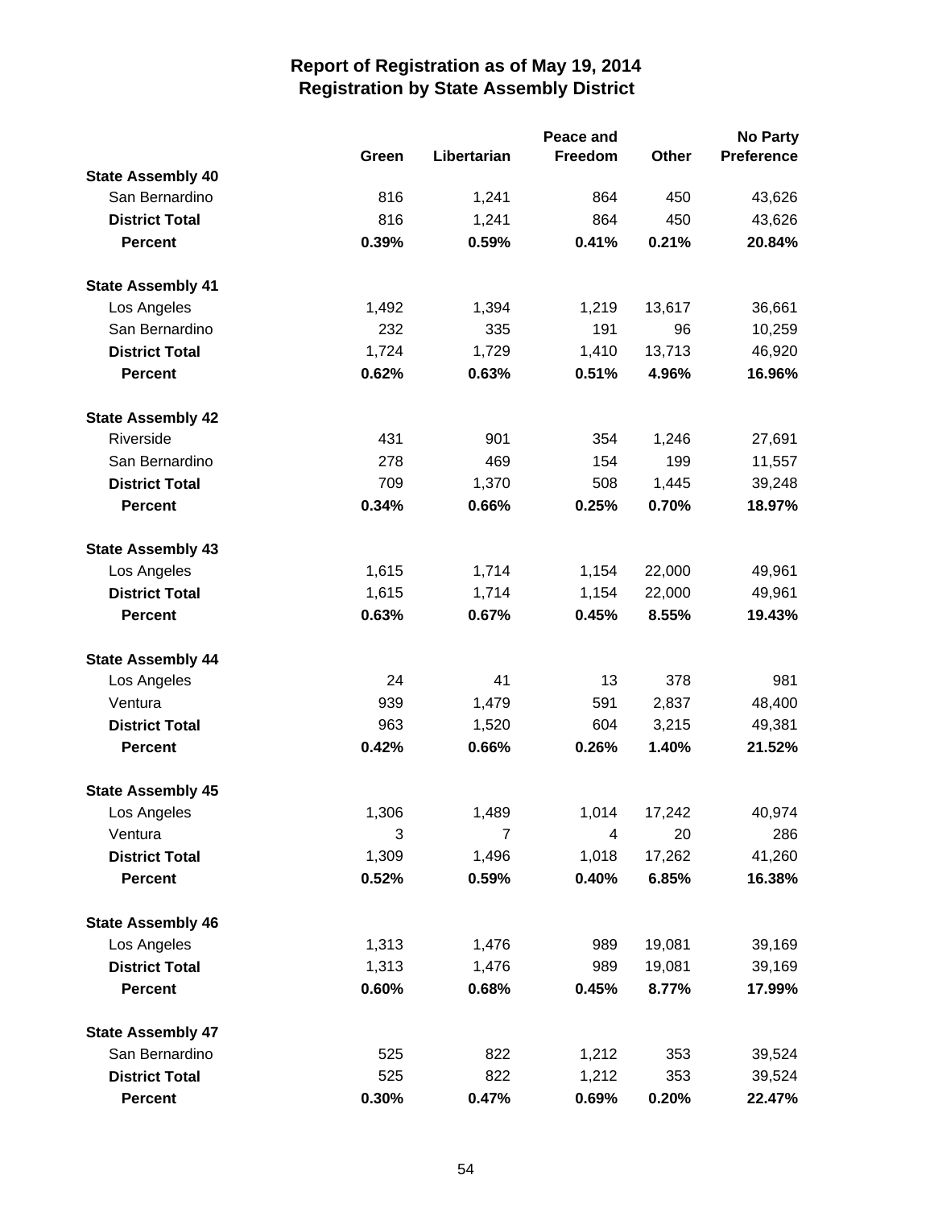# Report of Registration as of May 19, 2014
## Registration by State Assembly District

| | Green | Libertarian | Peace and Freedom | Other | No Party Preference |
|---|---|---|---|---|---|
| **State Assembly 40** | | | | | |
| San Bernardino | 816 | 1,241 | 864 | 450 | 43,626 |
| **District Total** | 816 | 1,241 | 864 | 450 | 43,626 |
| **Percent** | **0.39%** | **0.59%** | **0.41%** | **0.21%** | **20.84%** |
| **State Assembly 41** | | | | | |
| Los Angeles | 1,492 | 1,394 | 1,219 | 13,617 | 36,661 |
| San Bernardino | 232 | 335 | 191 | 96 | 10,259 |
| **District Total** | 1,724 | 1,729 | 1,410 | 13,713 | 46,920 |
| **Percent** | **0.62%** | **0.63%** | **0.51%** | **4.96%** | **16.96%** |
| **State Assembly 42** | | | | | |
| Riverside | 431 | 901 | 354 | 1,246 | 27,691 |
| San Bernardino | 278 | 469 | 154 | 199 | 11,557 |
| **District Total** | 709 | 1,370 | 508 | 1,445 | 39,248 |
| **Percent** | **0.34%** | **0.66%** | **0.25%** | **0.70%** | **18.97%** |
| **State Assembly 43** | | | | | |
| Los Angeles | 1,615 | 1,714 | 1,154 | 22,000 | 49,961 |
| **District Total** | 1,615 | 1,714 | 1,154 | 22,000 | 49,961 |
| **Percent** | **0.63%** | **0.67%** | **0.45%** | **8.55%** | **19.43%** |
| **State Assembly 44** | | | | | |
| Los Angeles | 24 | 41 | 13 | 378 | 981 |
| Ventura | 939 | 1,479 | 591 | 2,837 | 48,400 |
| **District Total** | 963 | 1,520 | 604 | 3,215 | 49,381 |
| **Percent** | **0.42%** | **0.66%** | **0.26%** | **1.40%** | **21.52%** |
| **State Assembly 45** | | | | | |
| Los Angeles | 1,306 | 1,489 | 1,014 | 17,242 | 40,974 |
| Ventura | 3 | 7 | 4 | 20 | 286 |
| **District Total** | 1,309 | 1,496 | 1,018 | 17,262 | 41,260 |
| **Percent** | **0.52%** | **0.59%** | **0.40%** | **6.85%** | **16.38%** |
| **State Assembly 46** | | | | | |
| Los Angeles | 1,313 | 1,476 | 989 | 19,081 | 39,169 |
| **District Total** | 1,313 | 1,476 | 989 | 19,081 | 39,169 |
| **Percent** | **0.60%** | **0.68%** | **0.45%** | **8.77%** | **17.99%** |
| **State Assembly 47** | | | | | |
| San Bernardino | 525 | 822 | 1,212 | 353 | 39,524 |
| **District Total** | 525 | 822 | 1,212 | 353 | 39,524 |
| **Percent** | **0.30%** | **0.47%** | **0.69%** | **0.20%** | **22.47%** |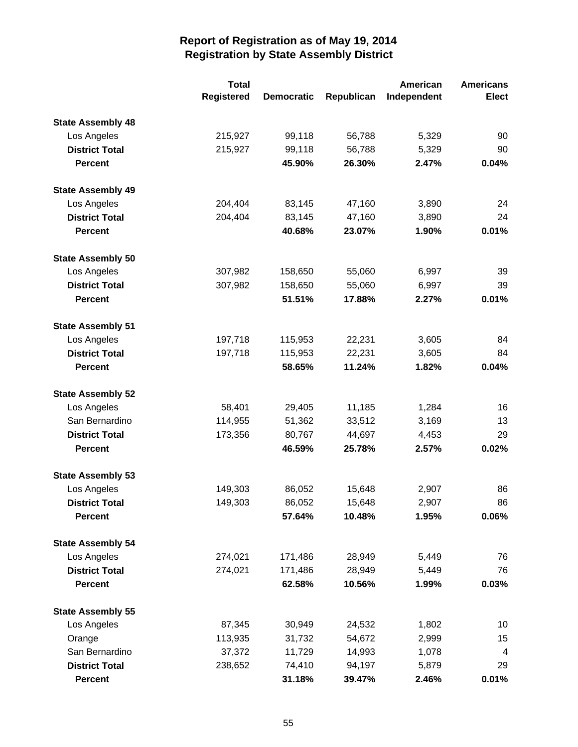# Report of Registration as of May 19, 2014
## Registration by State Assembly District

| | Total Registered | Democratic | Republican | American Independent | Americans Elect |
|---|---|---|---|---|---|
| **State Assembly 48** | | | | | |
| Los Angeles | 215,927 | 99,118 | 56,788 | 5,329 | 90 |
| **District Total** | 215,927 | 99,118 | 56,788 | 5,329 | 90 |
| **Percent** | | **45.90%** | **26.30%** | **2.47%** | **0.04%** |
| **State Assembly 49** | | | | | |
| Los Angeles | 204,404 | 83,145 | 47,160 | 3,890 | 24 |
| **District Total** | 204,404 | 83,145 | 47,160 | 3,890 | 24 |
| **Percent** | | **40.68%** | **23.07%** | **1.90%** | **0.01%** |
| **State Assembly 50** | | | | | |
| Los Angeles | 307,982 | 158,650 | 55,060 | 6,997 | 39 |
| **District Total** | 307,982 | 158,650 | 55,060 | 6,997 | 39 |
| **Percent** | | **51.51%** | **17.88%** | **2.27%** | **0.01%** |
| **State Assembly 51** | | | | | |
| Los Angeles | 197,718 | 115,953 | 22,231 | 3,605 | 84 |
| **District Total** | 197,718 | 115,953 | 22,231 | 3,605 | 84 |
| **Percent** | | **58.65%** | **11.24%** | **1.82%** | **0.04%** |
| **State Assembly 52** | | | | | |
| Los Angeles | 58,401 | 29,405 | 11,185 | 1,284 | 16 |
| San Bernardino | 114,955 | 51,362 | 33,512 | 3,169 | 13 |
| **District Total** | 173,356 | 80,767 | 44,697 | 4,453 | 29 |
| **Percent** | | **46.59%** | **25.78%** | **2.57%** | **0.02%** |
| **State Assembly 53** | | | | | |
| Los Angeles | 149,303 | 86,052 | 15,648 | 2,907 | 86 |
| **District Total** | 149,303 | 86,052 | 15,648 | 2,907 | 86 |
| **Percent** | | **57.64%** | **10.48%** | **1.95%** | **0.06%** |
| **State Assembly 54** | | | | | |
| Los Angeles | 274,021 | 171,486 | 28,949 | 5,449 | 76 |
| **District Total** | 274,021 | 171,486 | 28,949 | 5,449 | 76 |
| **Percent** | | **62.58%** | **10.56%** | **1.99%** | **0.03%** |
| **State Assembly 55** | | | | | |
| Los Angeles | 87,345 | 30,949 | 24,532 | 1,802 | 10 |
| Orange | 113,935 | 31,732 | 54,672 | 2,999 | 15 |
| San Bernardino | 37,372 | 11,729 | 14,993 | 1,078 | 4 |
| **District Total** | 238,652 | 74,410 | 94,197 | 5,879 | 29 |
| **Percent** | | **31.18%** | **39.47%** | **2.46%** | **0.01%** |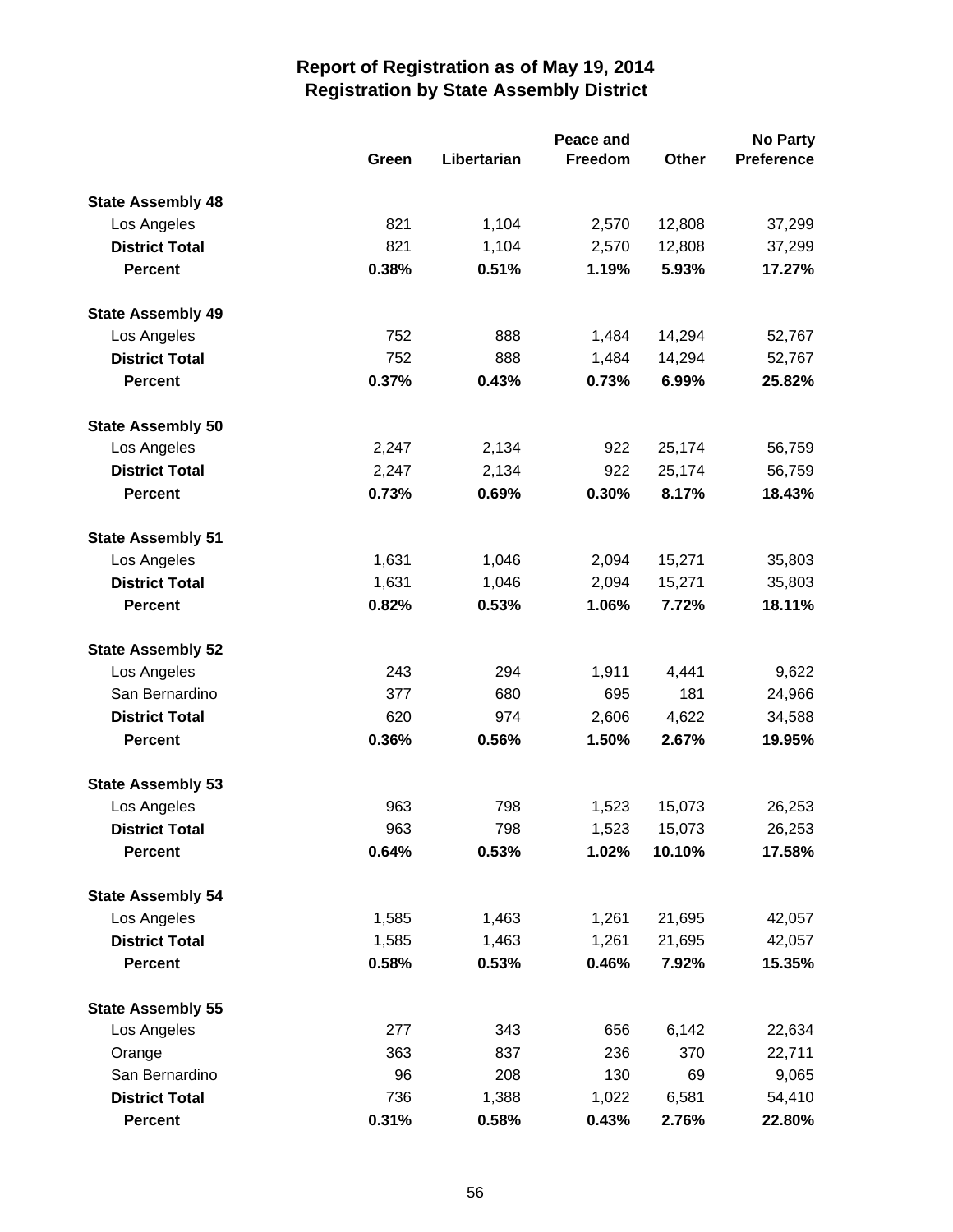# Report of Registration as of May 19, 2014
## Registration by State Assembly District

| | Green | Libertarian | Peace and Freedom | Other | No Party Preference |
|---|---|---|---|---|---|
| **State Assembly 48** | | | | | |
| Los Angeles | 821 | 1,104 | 2,570 | 12,808 | 37,299 |
| **District Total** | 821 | 1,104 | 2,570 | 12,808 | 37,299 |
| **Percent** | **0.38%** | **0.51%** | **1.19%** | **5.93%** | **17.27%** |
| **State Assembly 49** | | | | | |
| Los Angeles | 752 | 888 | 1,484 | 14,294 | 52,767 |
| **District Total** | 752 | 888 | 1,484 | 14,294 | 52,767 |
| **Percent** | **0.37%** | **0.43%** | **0.73%** | **6.99%** | **25.82%** |
| **State Assembly 50** | | | | | |
| Los Angeles | 2,247 | 2,134 | 922 | 25,174 | 56,759 |
| **District Total** | 2,247 | 2,134 | 922 | 25,174 | 56,759 |
| **Percent** | **0.73%** | **0.69%** | **0.30%** | **8.17%** | **18.43%** |
| **State Assembly 51** | | | | | |
| Los Angeles | 1,631 | 1,046 | 2,094 | 15,271 | 35,803 |
| **District Total** | 1,631 | 1,046 | 2,094 | 15,271 | 35,803 |
| **Percent** | **0.82%** | **0.53%** | **1.06%** | **7.72%** | **18.11%** |
| **State Assembly 52** | | | | | |
| Los Angeles | 243 | 294 | 1,911 | 4,441 | 9,622 |
| San Bernardino | 377 | 680 | 695 | 181 | 24,966 |
| **District Total** | 620 | 974 | 2,606 | 4,622 | 34,588 |
| **Percent** | **0.36%** | **0.56%** | **1.50%** | **2.67%** | **19.95%** |
| **State Assembly 53** | | | | | |
| Los Angeles | 963 | 798 | 1,523 | 15,073 | 26,253 |
| **District Total** | 963 | 798 | 1,523 | 15,073 | 26,253 |
| **Percent** | **0.64%** | **0.53%** | **1.02%** | **10.10%** | **17.58%** |
| **State Assembly 54** | | | | | |
| Los Angeles | 1,585 | 1,463 | 1,261 | 21,695 | 42,057 |
| **District Total** | 1,585 | 1,463 | 1,261 | 21,695 | 42,057 |
| **Percent** | **0.58%** | **0.53%** | **0.46%** | **7.92%** | **15.35%** |
| **State Assembly 55** | | | | | |
| Los Angeles | 277 | 343 | 656 | 6,142 | 22,634 |
| Orange | 363 | 837 | 236 | 370 | 22,711 |
| San Bernardino | 96 | 208 | 130 | 69 | 9,065 |
| **District Total** | 736 | 1,388 | 1,022 | 6,581 | 54,410 |
| **Percent** | **0.31%** | **0.58%** | **0.43%** | **2.76%** | **22.80%** |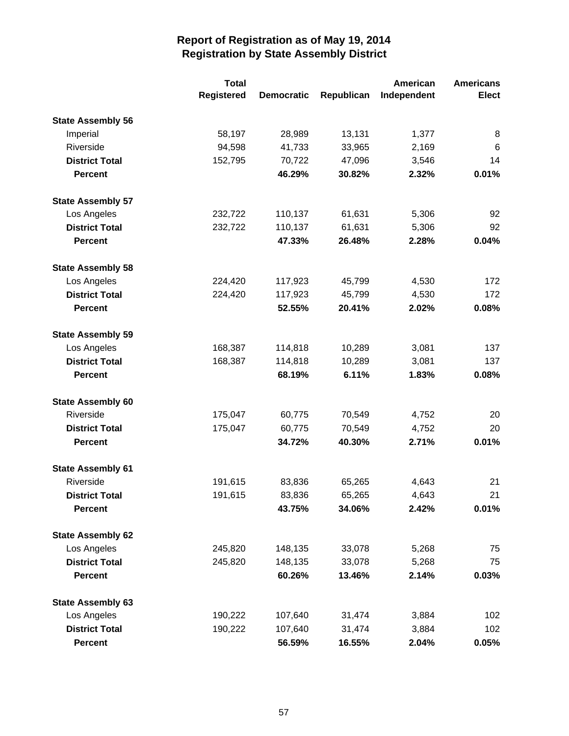# Report of Registration as of May 19, 2014
## Registration by State Assembly District

| | Total Registered | Democratic | Republican | American Independent | Americans Elect |
|---|---|---|---|---|---|
| **State Assembly 56** | | | | | |
| Imperial | 58,197 | 28,989 | 13,131 | 1,377 | 8 |
| Riverside | 94,598 | 41,733 | 33,965 | 2,169 | 6 |
| **District Total** | 152,795 | 70,722 | 47,096 | 3,546 | 14 |
| **Percent** | | **46.29%** | **30.82%** | **2.32%** | **0.01%** |
| **State Assembly 57** | | | | | |
| Los Angeles | 232,722 | 110,137 | 61,631 | 5,306 | 92 |
| **District Total** | 232,722 | 110,137 | 61,631 | 5,306 | 92 |
| **Percent** | | **47.33%** | **26.48%** | **2.28%** | **0.04%** |
| **State Assembly 58** | | | | | |
| Los Angeles | 224,420 | 117,923 | 45,799 | 4,530 | 172 |
| **District Total** | 224,420 | 117,923 | 45,799 | 4,530 | 172 |
| **Percent** | | **52.55%** | **20.41%** | **2.02%** | **0.08%** |
| **State Assembly 59** | | | | | |
| Los Angeles | 168,387 | 114,818 | 10,289 | 3,081 | 137 |
| **District Total** | 168,387 | 114,818 | 10,289 | 3,081 | 137 |
| **Percent** | | **68.19%** | **6.11%** | **1.83%** | **0.08%** |
| **State Assembly 60** | | | | | |
| Riverside | 175,047 | 60,775 | 70,549 | 4,752 | 20 |
| **District Total** | 175,047 | 60,775 | 70,549 | 4,752 | 20 |
| **Percent** | | **34.72%** | **40.30%** | **2.71%** | **0.01%** |
| **State Assembly 61** | | | | | |
| Riverside | 191,615 | 83,836 | 65,265 | 4,643 | 21 |
| **District Total** | 191,615 | 83,836 | 65,265 | 4,643 | 21 |
| **Percent** | | **43.75%** | **34.06%** | **2.42%** | **0.01%** |
| **State Assembly 62** | | | | | |
| Los Angeles | 245,820 | 148,135 | 33,078 | 5,268 | 75 |
| **District Total** | 245,820 | 148,135 | 33,078 | 5,268 | 75 |
| **Percent** | | **60.26%** | **13.46%** | **2.14%** | **0.03%** |
| **State Assembly 63** | | | | | |
| Los Angeles | 190,222 | 107,640 | 31,474 | 3,884 | 102 |
| **District Total** | 190,222 | 107,640 | 31,474 | 3,884 | 102 |
| **Percent** | | **56.59%** | **16.55%** | **2.04%** | **0.05%** |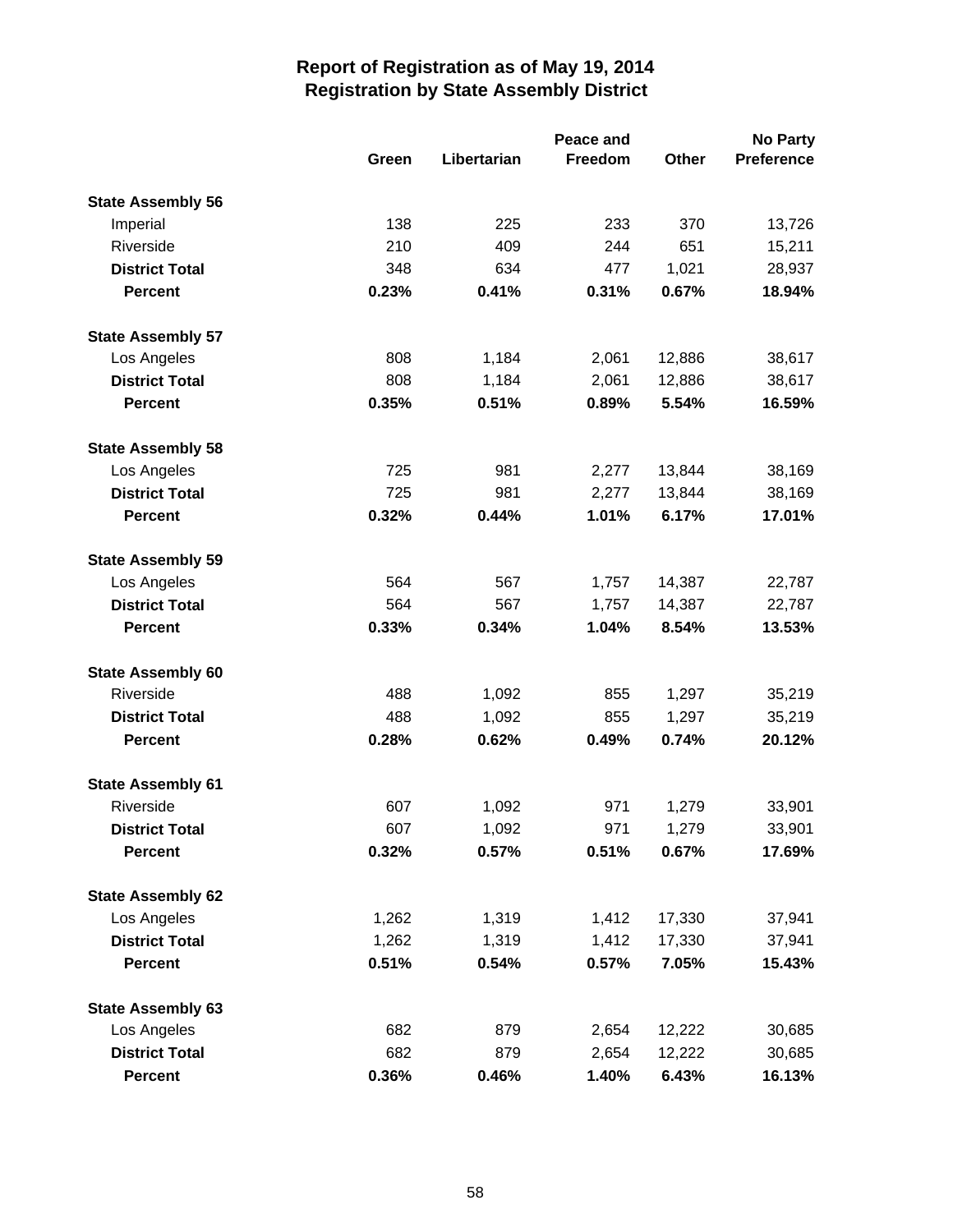# Report of Registration as of May 19, 2014
## Registration by State Assembly District

| | Green | Libertarian | Peace and Freedom | Other | No Party Preference |
|---|---|---|---|---|---|
| **State Assembly 56** | | | | | |
| Imperial | 138 | 225 | 233 | 370 | 13,726 |
| Riverside | 210 | 409 | 244 | 651 | 15,211 |
| **District Total** | 348 | 634 | 477 | 1,021 | 28,937 |
| **Percent** | **0.23%** | **0.41%** | **0.31%** | **0.67%** | **18.94%** |
| **State Assembly 57** | | | | | |
| Los Angeles | 808 | 1,184 | 2,061 | 12,886 | 38,617 |
| **District Total** | 808 | 1,184 | 2,061 | 12,886 | 38,617 |
| **Percent** | **0.35%** | **0.51%** | **0.89%** | **5.54%** | **16.59%** |
| **State Assembly 58** | | | | | |
| Los Angeles | 725 | 981 | 2,277 | 13,844 | 38,169 |
| **District Total** | 725 | 981 | 2,277 | 13,844 | 38,169 |
| **Percent** | **0.32%** | **0.44%** | **1.01%** | **6.17%** | **17.01%** |
| **State Assembly 59** | | | | | |
| Los Angeles | 564 | 567 | 1,757 | 14,387 | 22,787 |
| **District Total** | 564 | 567 | 1,757 | 14,387 | 22,787 |
| **Percent** | **0.33%** | **0.34%** | **1.04%** | **8.54%** | **13.53%** |
| **State Assembly 60** | | | | | |
| Riverside | 488 | 1,092 | 855 | 1,297 | 35,219 |
| **District Total** | 488 | 1,092 | 855 | 1,297 | 35,219 |
| **Percent** | **0.28%** | **0.62%** | **0.49%** | **0.74%** | **20.12%** |
| **State Assembly 61** | | | | | |
| Riverside | 607 | 1,092 | 971 | 1,279 | 33,901 |
| **District Total** | 607 | 1,092 | 971 | 1,279 | 33,901 |
| **Percent** | **0.32%** | **0.57%** | **0.51%** | **0.67%** | **17.69%** |
| **State Assembly 62** | | | | | |
| Los Angeles | 1,262 | 1,319 | 1,412 | 17,330 | 37,941 |
| **District Total** | 1,262 | 1,319 | 1,412 | 17,330 | 37,941 |
| **Percent** | **0.51%** | **0.54%** | **0.57%** | **7.05%** | **15.43%** |
| **State Assembly 63** | | | | | |
| Los Angeles | 682 | 879 | 2,654 | 12,222 | 30,685 |
| **District Total** | 682 | 879 | 2,654 | 12,222 | 30,685 |
| **Percent** | **0.36%** | **0.46%** | **1.40%** | **6.43%** | **16.13%** |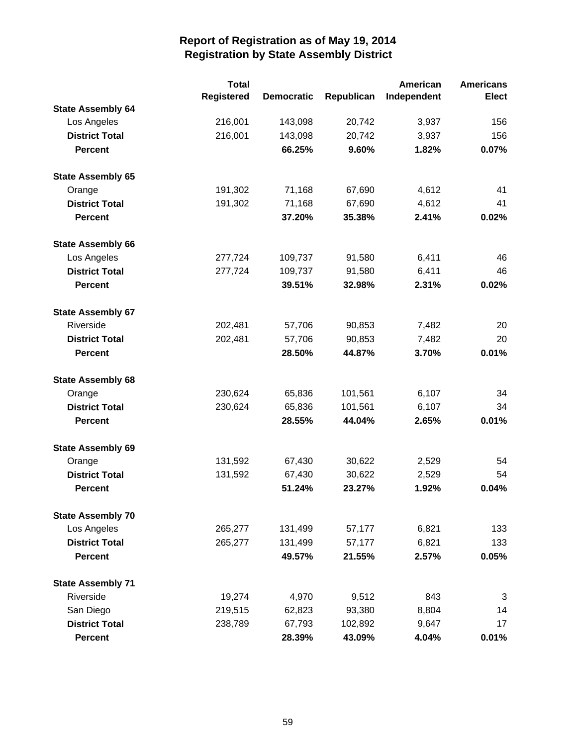# Report of Registration as of May 19, 2014
## Registration by State Assembly District

| | Total Registered | Democratic | Republican | American Independent | Americans Elect |
|---|---|---|---|---|---|
| **State Assembly 64** | | | | | |
| Los Angeles | 216,001 | 143,098 | 20,742 | 3,937 | 156 |
| **District Total** | 216,001 | 143,098 | 20,742 | 3,937 | 156 |
| **Percent** | | **66.25%** | **9.60%** | **1.82%** | **0.07%** |
| **State Assembly 65** | | | | | |
| Orange | 191,302 | 71,168 | 67,690 | 4,612 | 41 |
| **District Total** | 191,302 | 71,168 | 67,690 | 4,612 | 41 |
| **Percent** | | **37.20%** | **35.38%** | **2.41%** | **0.02%** |
| **State Assembly 66** | | | | | |
| Los Angeles | 277,724 | 109,737 | 91,580 | 6,411 | 46 |
| **District Total** | 277,724 | 109,737 | 91,580 | 6,411 | 46 |
| **Percent** | | **39.51%** | **32.98%** | **2.31%** | **0.02%** |
| **State Assembly 67** | | | | | |
| Riverside | 202,481 | 57,706 | 90,853 | 7,482 | 20 |
| **District Total** | 202,481 | 57,706 | 90,853 | 7,482 | 20 |
| **Percent** | | **28.50%** | **44.87%** | **3.70%** | **0.01%** |
| **State Assembly 68** | | | | | |
| Orange | 230,624 | 65,836 | 101,561 | 6,107 | 34 |
| **District Total** | 230,624 | 65,836 | 101,561 | 6,107 | 34 |
| **Percent** | | **28.55%** | **44.04%** | **2.65%** | **0.01%** |
| **State Assembly 69** | | | | | |
| Orange | 131,592 | 67,430 | 30,622 | 2,529 | 54 |
| **District Total** | 131,592 | 67,430 | 30,622 | 2,529 | 54 |
| **Percent** | | **51.24%** | **23.27%** | **1.92%** | **0.04%** |
| **State Assembly 70** | | | | | |
| Los Angeles | 265,277 | 131,499 | 57,177 | 6,821 | 133 |
| **District Total** | 265,277 | 131,499 | 57,177 | 6,821 | 133 |
| **Percent** | | **49.57%** | **21.55%** | **2.57%** | **0.05%** |
| **State Assembly 71** | | | | | |
| Riverside | 19,274 | 4,970 | 9,512 | 843 | 3 |
| San Diego | 219,515 | 62,823 | 93,380 | 8,804 | 14 |
| **District Total** | 238,789 | 67,793 | 102,892 | 9,647 | 17 |
| **Percent** | | **28.39%** | **43.09%** | **4.04%** | **0.01%** |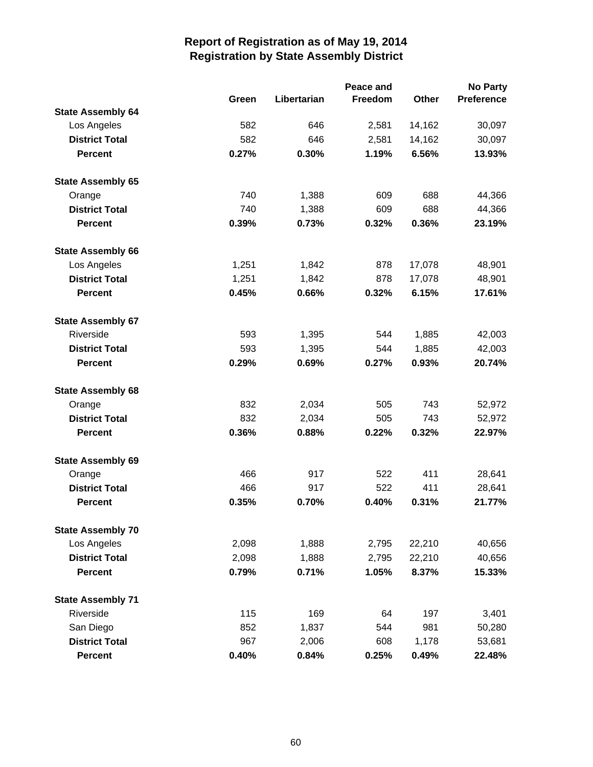# Report of Registration as of May 19, 2014
## Registration by State Assembly District

| | Green | Libertarian | Peace and Freedom | Other | No Party Preference |
|---|---|---|---|---|---|
| **State Assembly 64** | | | | | |
| Los Angeles | 582 | 646 | 2,581 | 14,162 | 30,097 |
| **District Total** | 582 | 646 | 2,581 | 14,162 | 30,097 |
| **Percent** | **0.27%** | **0.30%** | **1.19%** | **6.56%** | **13.93%** |
| **State Assembly 65** | | | | | |
| Orange | 740 | 1,388 | 609 | 688 | 44,366 |
| **District Total** | 740 | 1,388 | 609 | 688 | 44,366 |
| **Percent** | **0.39%** | **0.73%** | **0.32%** | **0.36%** | **23.19%** |
| **State Assembly 66** | | | | | |
| Los Angeles | 1,251 | 1,842 | 878 | 17,078 | 48,901 |
| **District Total** | 1,251 | 1,842 | 878 | 17,078 | 48,901 |
| **Percent** | **0.45%** | **0.66%** | **0.32%** | **6.15%** | **17.61%** |
| **State Assembly 67** | | | | | |
| Riverside | 593 | 1,395 | 544 | 1,885 | 42,003 |
| **District Total** | 593 | 1,395 | 544 | 1,885 | 42,003 |
| **Percent** | **0.29%** | **0.69%** | **0.27%** | **0.93%** | **20.74%** |
| **State Assembly 68** | | | | | |
| Orange | 832 | 2,034 | 505 | 743 | 52,972 |
| **District Total** | 832 | 2,034 | 505 | 743 | 52,972 |
| **Percent** | **0.36%** | **0.88%** | **0.22%** | **0.32%** | **22.97%** |
| **State Assembly 69** | | | | | |
| Orange | 466 | 917 | 522 | 411 | 28,641 |
| **District Total** | 466 | 917 | 522 | 411 | 28,641 |
| **Percent** | **0.35%** | **0.70%** | **0.40%** | **0.31%** | **21.77%** |
| **State Assembly 70** | | | | | |
| Los Angeles | 2,098 | 1,888 | 2,795 | 22,210 | 40,656 |
| **District Total** | 2,098 | 1,888 | 2,795 | 22,210 | 40,656 |
| **Percent** | **0.79%** | **0.71%** | **1.05%** | **8.37%** | **15.33%** |
| **State Assembly 71** | | | | | |
| Riverside | 115 | 169 | 64 | 197 | 3,401 |
| San Diego | 852 | 1,837 | 544 | 981 | 50,280 |
| **District Total** | 967 | 2,006 | 608 | 1,178 | 53,681 |
| **Percent** | **0.40%** | **0.84%** | **0.25%** | **0.49%** | **22.48%** |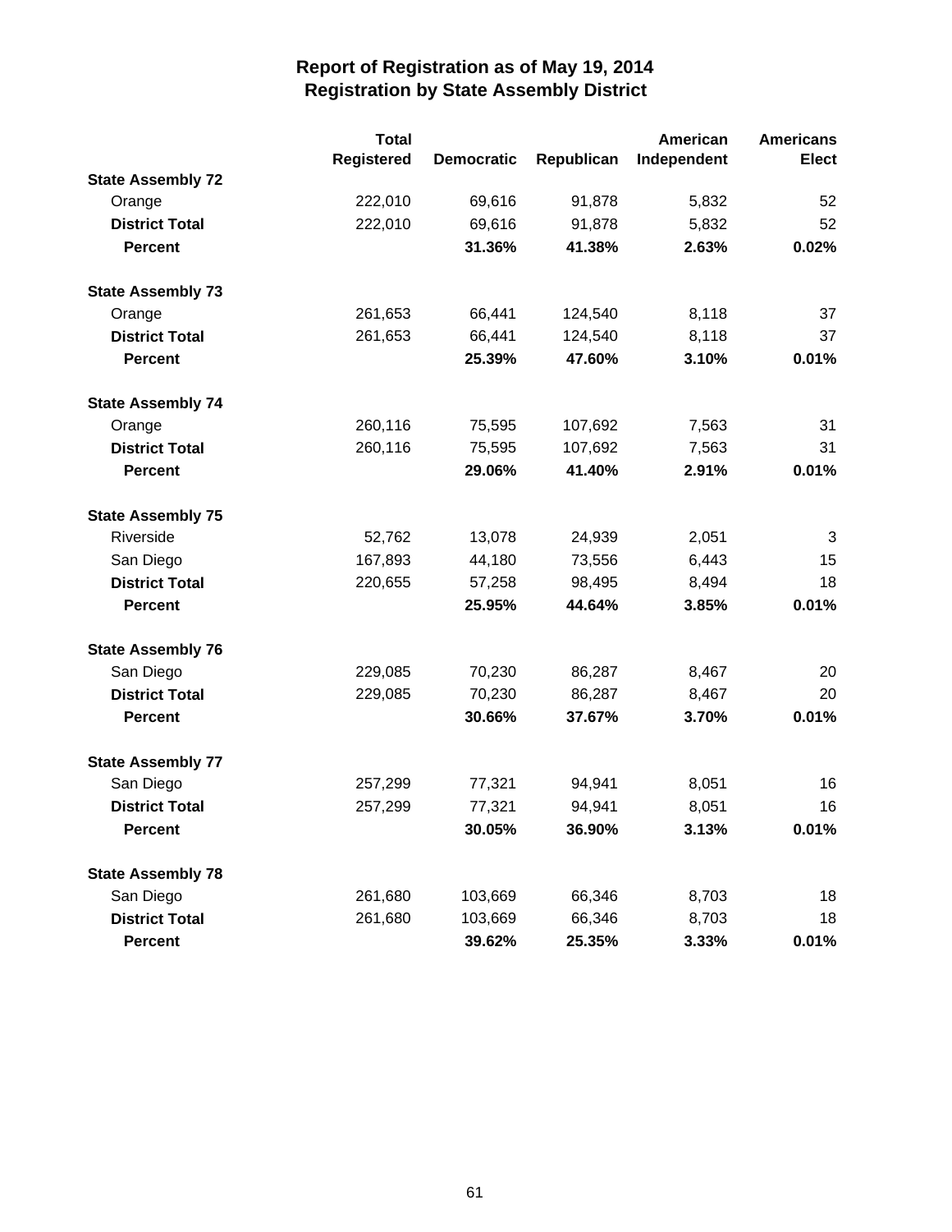# Report of Registration as of May 19, 2014
## Registration by State Assembly District

| | Total Registered | Democratic | Republican | American Independent | Americans Elect |
|---|---|---|---|---|---|
| **State Assembly 72** | | | | | |
| Orange | 222,010 | 69,616 | 91,878 | 5,832 | 52 |
| **District Total** | 222,010 | 69,616 | 91,878 | 5,832 | 52 |
| **Percent** | | **31.36%** | **41.38%** | **2.63%** | **0.02%** |
| **State Assembly 73** | | | | | |
| Orange | 261,653 | 66,441 | 124,540 | 8,118 | 37 |
| **District Total** | 261,653 | 66,441 | 124,540 | 8,118 | 37 |
| **Percent** | | **25.39%** | **47.60%** | **3.10%** | **0.01%** |
| **State Assembly 74** | | | | | |
| Orange | 260,116 | 75,595 | 107,692 | 7,563 | 31 |
| **District Total** | 260,116 | 75,595 | 107,692 | 7,563 | 31 |
| **Percent** | | **29.06%** | **41.40%** | **2.91%** | **0.01%** |
| **State Assembly 75** | | | | | |
| Riverside | 52,762 | 13,078 | 24,939 | 2,051 | 3 |
| San Diego | 167,893 | 44,180 | 73,556 | 6,443 | 15 |
| **District Total** | 220,655 | 57,258 | 98,495 | 8,494 | 18 |
| **Percent** | | **25.95%** | **44.64%** | **3.85%** | **0.01%** |
| **State Assembly 76** | | | | | |
| San Diego | 229,085 | 70,230 | 86,287 | 8,467 | 20 |
| **District Total** | 229,085 | 70,230 | 86,287 | 8,467 | 20 |
| **Percent** | | **30.66%** | **37.67%** | **3.70%** | **0.01%** |
| **State Assembly 77** | | | | | |
| San Diego | 257,299 | 77,321 | 94,941 | 8,051 | 16 |
| **District Total** | 257,299 | 77,321 | 94,941 | 8,051 | 16 |
| **Percent** | | **30.05%** | **36.90%** | **3.13%** | **0.01%** |
| **State Assembly 78** | | | | | |
| San Diego | 261,680 | 103,669 | 66,346 | 8,703 | 18 |
| **District Total** | 261,680 | 103,669 | 66,346 | 8,703 | 18 |
| **Percent** | | **39.62%** | **25.35%** | **3.33%** | **0.01%** |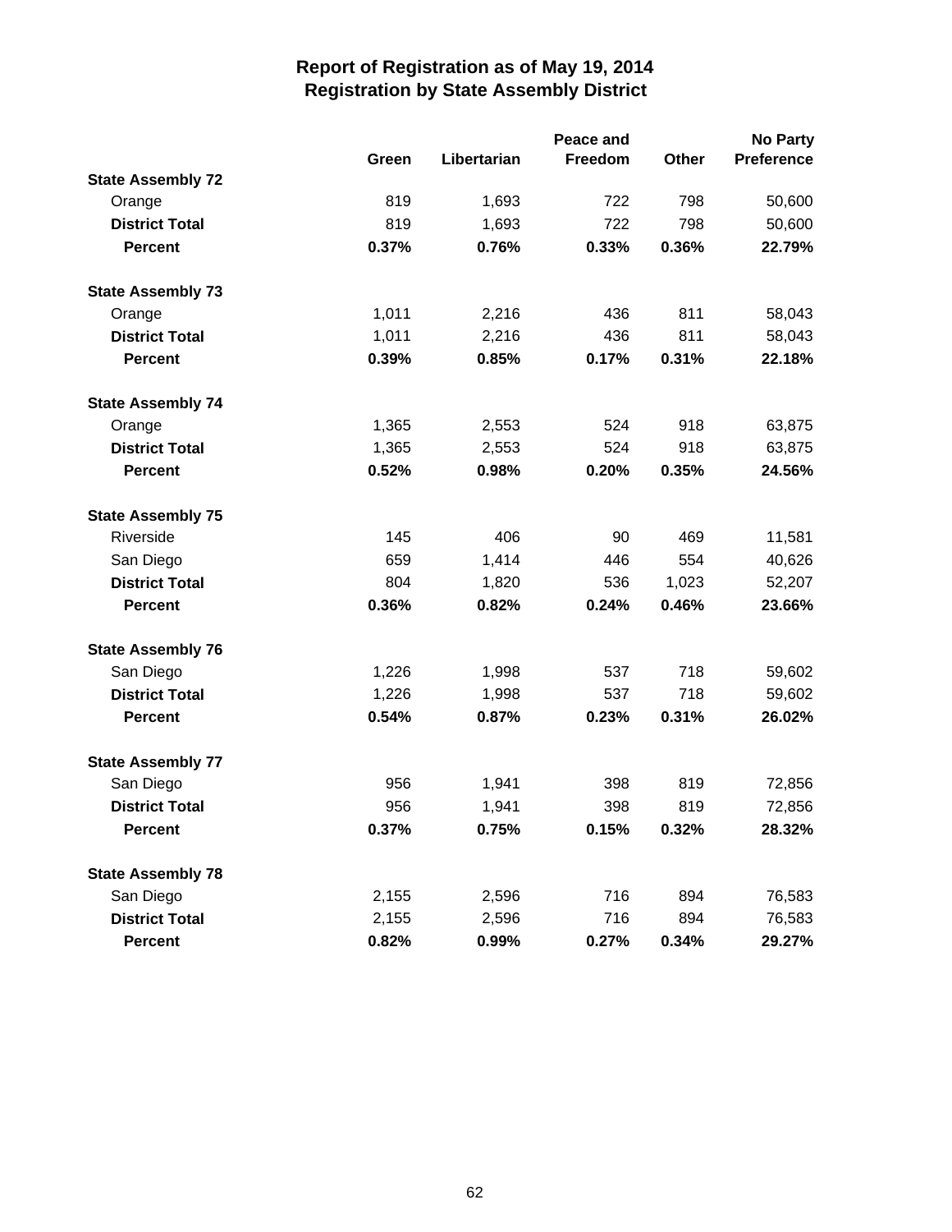# Report of Registration as of May 19, 2014
## Registration by State Assembly District

| | Green | Libertarian | Peace and Freedom | Other | No Party Preference |
|---|---|---|---|---|---|
| **State Assembly 72** | | | | | |
| Orange | 819 | 1,693 | 722 | 798 | 50,600 |
| **District Total** | 819 | 1,693 | 722 | 798 | 50,600 |
| **Percent** | **0.37%** | **0.76%** | **0.33%** | **0.36%** | **22.79%** |
| **State Assembly 73** | | | | | |
| Orange | 1,011 | 2,216 | 436 | 811 | 58,043 |
| **District Total** | 1,011 | 2,216 | 436 | 811 | 58,043 |
| **Percent** | **0.39%** | **0.85%** | **0.17%** | **0.31%** | **22.18%** |
| **State Assembly 74** | | | | | |
| Orange | 1,365 | 2,553 | 524 | 918 | 63,875 |
| **District Total** | 1,365 | 2,553 | 524 | 918 | 63,875 |
| **Percent** | **0.52%** | **0.98%** | **0.20%** | **0.35%** | **24.56%** |
| **State Assembly 75** | | | | | |
| Riverside | 145 | 406 | 90 | 469 | 11,581 |
| San Diego | 659 | 1,414 | 446 | 554 | 40,626 |
| **District Total** | 804 | 1,820 | 536 | 1,023 | 52,207 |
| **Percent** | **0.36%** | **0.82%** | **0.24%** | **0.46%** | **23.66%** |
| **State Assembly 76** | | | | | |
| San Diego | 1,226 | 1,998 | 537 | 718 | 59,602 |
| **District Total** | 1,226 | 1,998 | 537 | 718 | 59,602 |
| **Percent** | **0.54%** | **0.87%** | **0.23%** | **0.31%** | **26.02%** |
| **State Assembly 77** | | | | | |
| San Diego | 956 | 1,941 | 398 | 819 | 72,856 |
| **District Total** | 956 | 1,941 | 398 | 819 | 72,856 |
| **Percent** | **0.37%** | **0.75%** | **0.15%** | **0.32%** | **28.32%** |
| **State Assembly 78** | | | | | |
| San Diego | 2,155 | 2,596 | 716 | 894 | 76,583 |
| **District Total** | 2,155 | 2,596 | 716 | 894 | 76,583 |
| **Percent** | **0.82%** | **0.99%** | **0.27%** | **0.34%** | **29.27%** |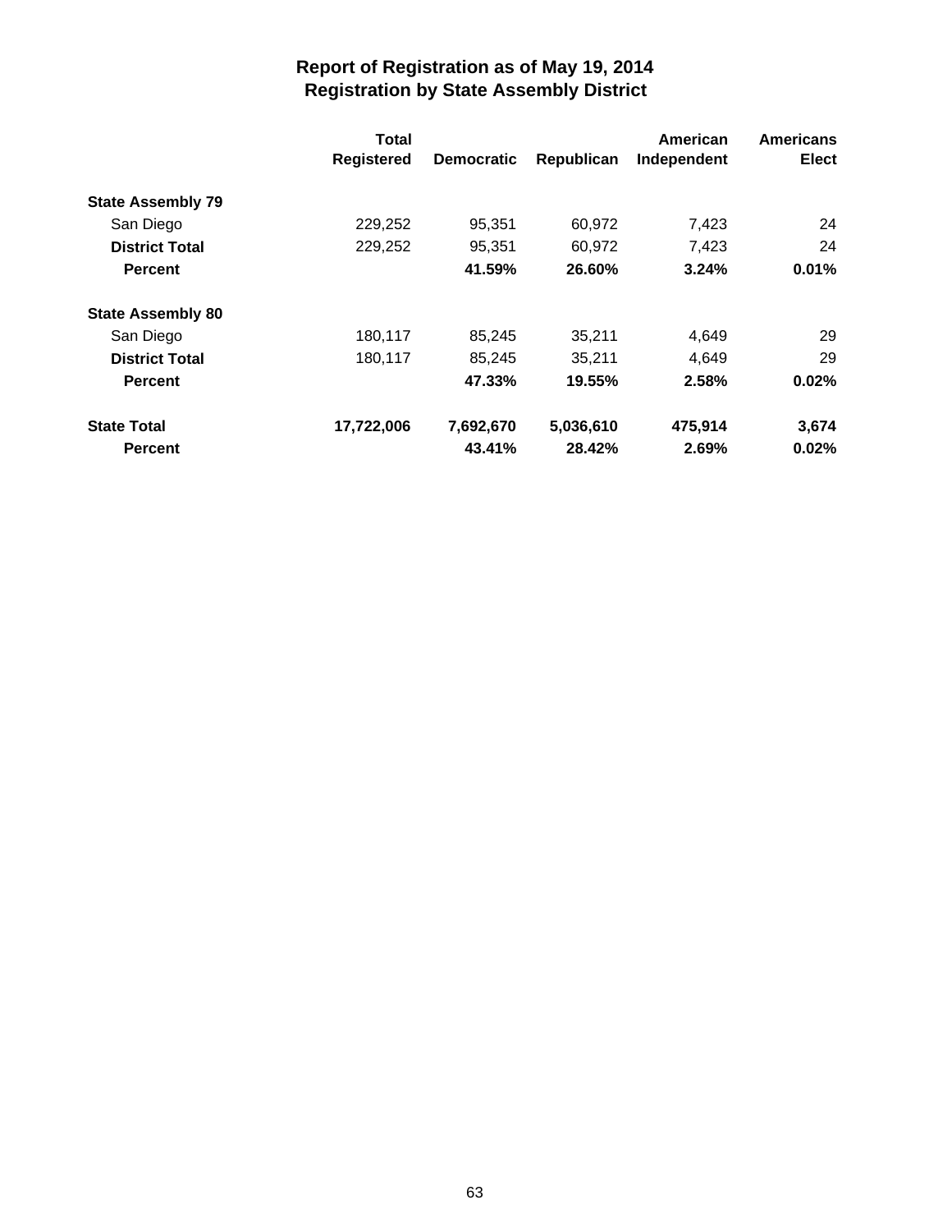# Report of Registration as of May 19, 2014
# Registration by State Assembly District

| | Total Registered | Democratic | Republican | American Independent | Americans Elect |
|---|---|---|---|---|---|
| **State Assembly 79** | | | | | |
| San Diego | 229,252 | 95,351 | 60,972 | 7,423 | 24 |
| **District Total** | 229,252 | 95,351 | 60,972 | 7,423 | 24 |
| **Percent** | | **41.59%** | **26.60%** | **3.24%** | **0.01%** |
| **State Assembly 80** | | | | | |
| San Diego | 180,117 | 85,245 | 35,211 | 4,649 | 29 |
| **District Total** | 180,117 | 85,245 | 35,211 | 4,649 | 29 |
| **Percent** | | **47.33%** | **19.55%** | **2.58%** | **0.02%** |
| **State Total** | **17,722,006** | **7,692,670** | **5,036,610** | **475,914** | **3,674** |
| **Percent** | | **43.41%** | **28.42%** | **2.69%** | **0.02%** |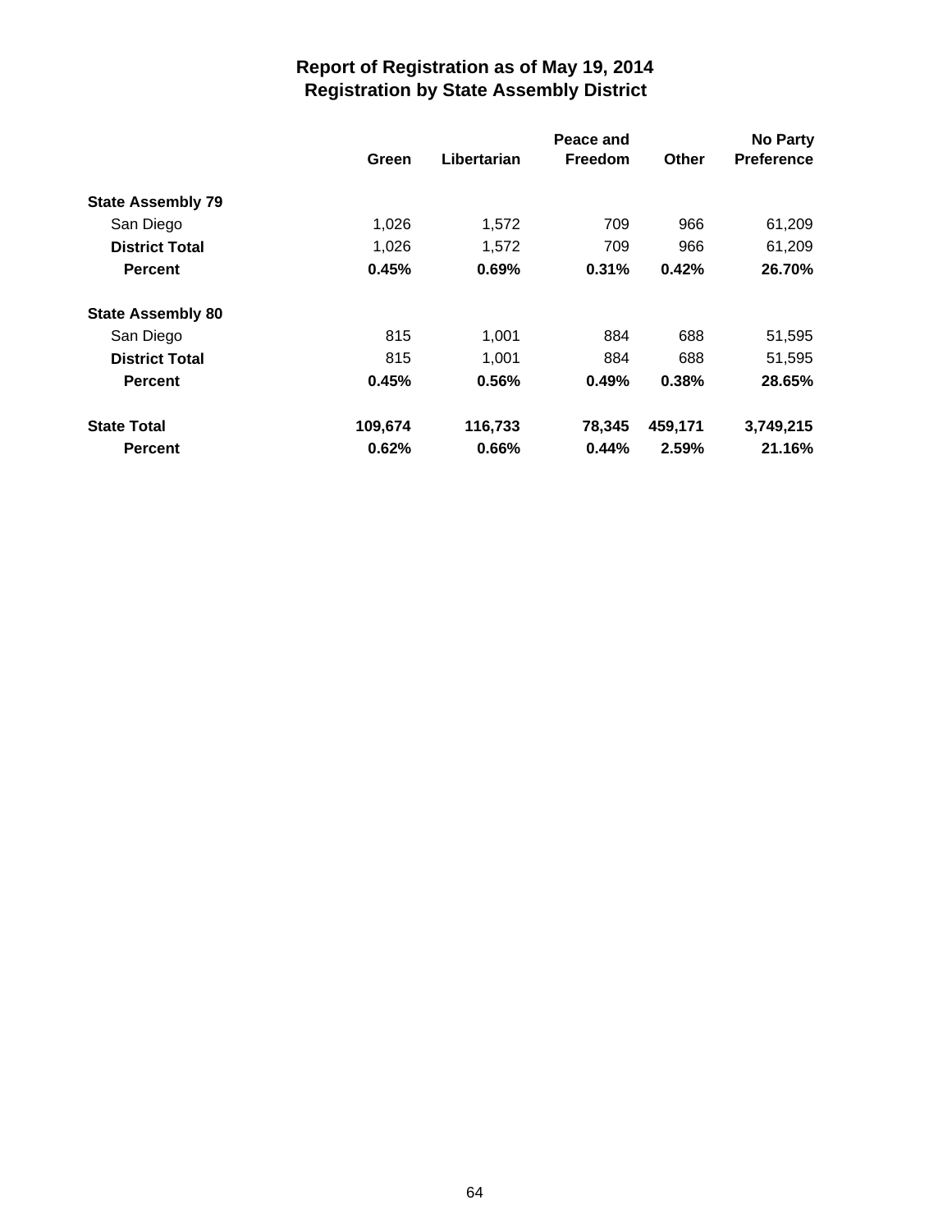# Report of Registration as of May 19, 2014
## Registration by State Assembly District

| | Green | Libertarian | Peace and Freedom | Other | No Party Preference |
|---|---|---|---|---|---|
| **State Assembly 79** | | | | | |
| San Diego | 1,026 | 1,572 | 709 | 966 | 61,209 |
| **District Total** | 1,026 | 1,572 | 709 | 966 | 61,209 |
| **Percent** | **0.45%** | **0.69%** | **0.31%** | **0.42%** | **26.70%** |
| **State Assembly 80** | | | | | |
| San Diego | 815 | 1,001 | 884 | 688 | 51,595 |
| **District Total** | 815 | 1,001 | 884 | 688 | 51,595 |
| **Percent** | **0.45%** | **0.56%** | **0.49%** | **0.38%** | **28.65%** |
| **State Total** | **109,674** | **116,733** | **78,345** | **459,171** | **3,749,215** |
| **Percent** | **0.62%** | **0.66%** | **0.44%** | **2.59%** | **21.16%** |